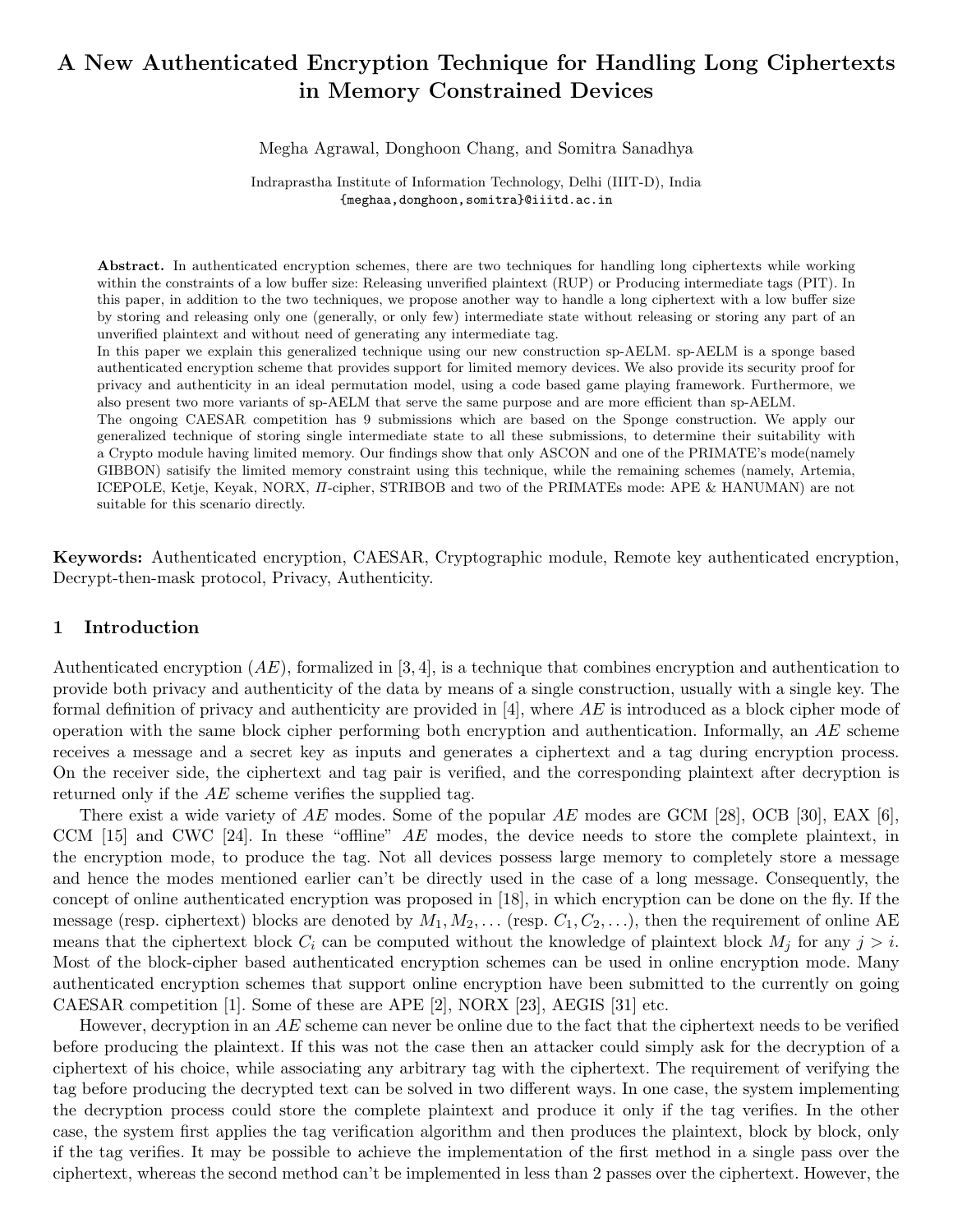# A New Authenticated Encryption Technique for Handling Long Ciphertexts in Memory Constrained Devices

Megha Agrawal, Donghoon Chang, and Somitra Sanadhya

Indraprastha Institute of Information Technology, Delhi (IIIT-D), India
{meghaa,donghoon,somitra}@iiitd.ac.in

**Abstract.** In authenticated encryption schemes, there are two techniques for handling long ciphertexts while working within the constraints of a low buffer size: Releasing unverified plaintext (RUP) or Producing intermediate tags (PIT). In this paper, in addition to the two techniques, we propose another way to handle a long ciphertext with a low buffer size by storing and releasing only one (generally, or only few) intermediate state without releasing or storing any part of an unverified plaintext and without need of generating any intermediate tag.

In this paper we explain this generalized technique using our new construction sp-AELM. sp-AELM is a sponge based authenticated encryption scheme that provides support for limited memory devices. We also provide its security proof for privacy and authenticity in an ideal permutation model, using a code based game playing framework. Furthermore, we also present two more variants of sp-AELM that serve the same purpose and are more efficient than sp-AELM.

The ongoing CAESAR competition has 9 submissions which are based on the Sponge construction. We apply our generalized technique of storing single intermediate state to all these submissions, to determine their suitability with a Crypto module having limited memory. Our findings show that only ASCON and one of the PRIMATE's mode(namely GIBBON) satisfy the limited memory constraint using this technique, while the remaining schemes (namely, Artemia, ICEPOLE, Ketje, Keyak, NORX, $\Pi$-cipher, STRIBOB and two of the PRIMATEs mode: APE & HANUMAN) are not suitable for this scenario directly.

**Keywords:** Authenticated encryption, CAESAR, Cryptographic module, Remote key authenticated encryption, Decrypt-then-mask protocol, Privacy, Authenticity.

## 1 Introduction

Authenticated encryption ($AE$), formalized in [3, 4], is a technique that combines encryption and authentication to provide both privacy and authenticity of the data by means of a single construction, usually with a single key. The formal definition of privacy and authenticity are provided in [4], where $AE$ is introduced as a block cipher mode of operation with the same block cipher performing both encryption and authentication. Informally, an $AE$ scheme receives a message and a secret key as inputs and generates a ciphertext and a tag during encryption process. On the receiver side, the ciphertext and tag pair is verified, and the corresponding plaintext after decryption is returned only if the $AE$ scheme verifies the supplied tag.

There exist a wide variety of $AE$ modes. Some of the popular $AE$ modes are GCM [28], OCB [30], EAX [6], CCM [15] and CWC [24]. In these "offline" $AE$ modes, the device needs to store the complete plaintext, in the encryption mode, to produce the tag. Not all devices possess large memory to completely store a message and hence the modes mentioned earlier can't be directly used in the case of a long message. Consequently, the concept of online authenticated encryption was proposed in [18], in which encryption can be done on the fly. If the message (resp. ciphertext) blocks are denoted by $M_1, M_2, \ldots$ (resp. $C_1, C_2, \ldots$), then the requirement of online AE means that the ciphertext block $C_i$ can be computed without the knowledge of plaintext block $M_j$ for any $j > i$. Most of the block-cipher based authenticated encryption schemes can be used in online encryption mode. Many authenticated encryption schemes that support online encryption have been submitted to the currently on going CAESAR competition [1]. Some of these are APE [2], NORX [23], AEGIS [31] etc.

However, decryption in an $AE$ scheme can never be online due to the fact that the ciphertext needs to be verified before producing the plaintext. If this was not the case then an attacker could simply ask for the decryption of a ciphertext of his choice, while associating any arbitrary tag with the ciphertext. The requirement of verifying the tag before producing the decrypted text can be solved in two different ways. In one case, the system implementing the decryption process could store the complete plaintext and produce it only if the tag verifies. In the other case, the system first applies the tag verification algorithm and then produces the plaintext, block by block, only if the tag verifies. It may be possible to achieve the implementation of the first method in a single pass over the ciphertext, whereas the second method can't be implemented in less than 2 passes over the ciphertext. However, the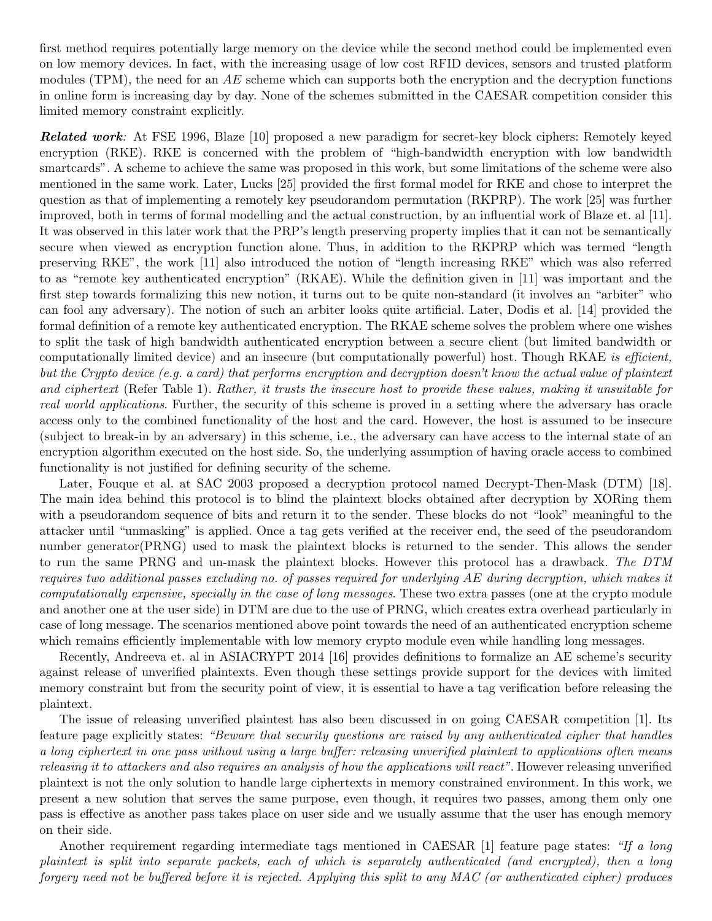first method requires potentially large memory on the device while the second method could be implemented even on low memory devices. In fact, with the increasing usage of low cost RFID devices, sensors and trusted platform modules (TPM), the need for an *AE* scheme which can supports both the encryption and the decryption functions in online form is increasing day by day. None of the schemes submitted in the CAESAR competition consider this limited memory constraint explicitly.

***Related work:*** At FSE 1996, Blaze [10] proposed a new paradigm for secret-key block ciphers: Remotely keyed encryption (RKE). RKE is concerned with the problem of "high-bandwidth encryption with low bandwidth smartcards". A scheme to achieve the same was proposed in this work, but some limitations of the scheme were also mentioned in the same work. Later, Lucks [25] provided the first formal model for RKE and chose to interpret the question as that of implementing a remotely key pseudorandom permutation (RKPRP). The work [25] was further improved, both in terms of formal modelling and the actual construction, by an influential work of Blaze et. al [11]. It was observed in this later work that the PRP's length preserving property implies that it can not be semantically secure when viewed as encryption function alone. Thus, in addition to the RKPRP which was termed "length preserving RKE", the work [11] also introduced the notion of "length increasing RKE" which was also referred to as "remote key authenticated encryption" (RKAE). While the definition given in [11] was important and the first step towards formalizing this new notion, it turns out to be quite non-standard (it involves an "arbiter" who can fool any adversary). The notion of such an arbiter looks quite artificial. Later, Dodis et al. [14] provided the formal definition of a remote key authenticated encryption. The RKAE scheme solves the problem where one wishes to split the task of high bandwidth authenticated encryption between a secure client (but limited bandwidth or computationally limited device) and an insecure (but computationally powerful) host. Though RKAE *is efficient, but the Crypto device (e.g. a card) that performs encryption and decryption doesn't know the actual value of plaintext and ciphertext* (Refer Table 1). *Rather, it trusts the insecure host to provide these values, making it unsuitable for real world applications*. Further, the security of this scheme is proved in a setting where the adversary has oracle access only to the combined functionality of the host and the card. However, the host is assumed to be insecure (subject to break-in by an adversary) in this scheme, i.e., the adversary can have access to the internal state of an encryption algorithm executed on the host side. So, the underlying assumption of having oracle access to combined functionality is not justified for defining security of the scheme.

Later, Fouque et al. at SAC 2003 proposed a decryption protocol named Decrypt-Then-Mask (DTM) [18]. The main idea behind this protocol is to blind the plaintext blocks obtained after decryption by XORing them with a pseudorandom sequence of bits and return it to the sender. These blocks do not "look" meaningful to the attacker until "unmasking" is applied. Once a tag gets verified at the receiver end, the seed of the pseudorandom number generator(PRNG) used to mask the plaintext blocks is returned to the sender. This allows the sender to run the same PRNG and un-mask the plaintext blocks. However this protocol has a drawback. *The DTM requires two additional passes excluding no. of passes required for underlying AE during decryption, which makes it computationally expensive, specially in the case of long messages*. These two extra passes (one at the crypto module and another one at the user side) in DTM are due to the use of PRNG, which creates extra overhead particularly in case of long message. The scenarios mentioned above point towards the need of an authenticated encryption scheme which remains efficiently implementable with low memory crypto module even while handling long messages.

Recently, Andreeva et. al in ASIACRYPT 2014 [16] provides definitions to formalize an AE scheme's security against release of unverified plaintexts. Even though these settings provide support for the devices with limited memory constraint but from the security point of view, it is essential to have a tag verification before releasing the plaintext.

The issue of releasing unverified plaintest has also been discussed in on going CAESAR competition [1]. Its feature page explicitly states: *"Beware that security questions are raised by any authenticated cipher that handles a long ciphertext in one pass without using a large buffer: releasing unverified plaintext to applications often means releasing it to attackers and also requires an analysis of how the applications will react"*. However releasing unverified plaintext is not the only solution to handle large ciphertexts in memory constrained environment. In this work, we present a new solution that serves the same purpose, even though, it requires two passes, among them only one pass is effective as another pass takes place on user side and we usually assume that the user has enough memory on their side.

Another requirement regarding intermediate tags mentioned in CAESAR [1] feature page states: *"If a long plaintext is split into separate packets, each of which is separately authenticated (and encrypted), then a long forgery need not be buffered before it is rejected. Applying this split to any MAC (or authenticated cipher) produces*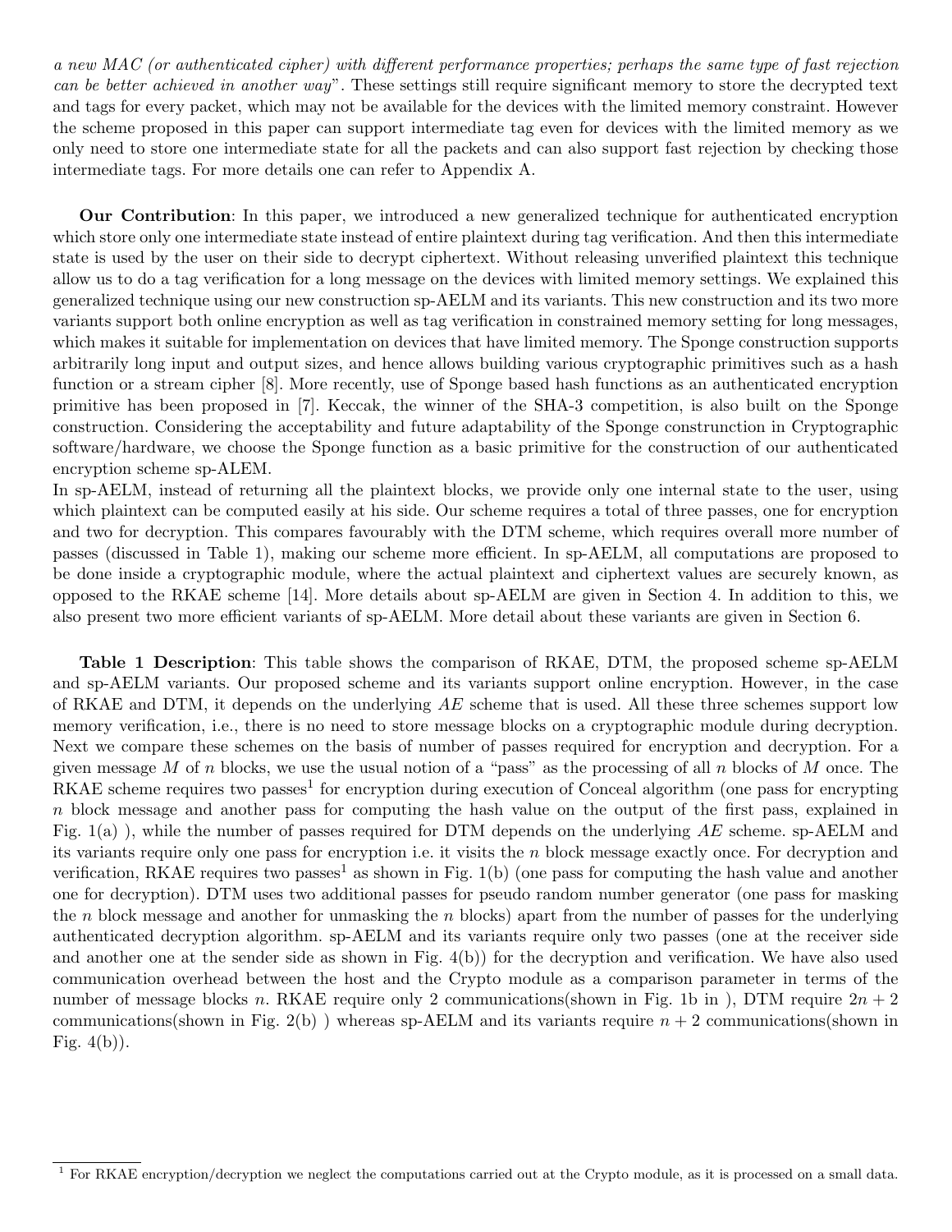*a new MAC (or authenticated cipher) with different performance properties; perhaps the same type of fast rejection can be better achieved in another way*". These settings still require significant memory to store the decrypted text and tags for every packet, which may not be available for the devices with the limited memory constraint. However the scheme proposed in this paper can support intermediate tag even for devices with the limited memory as we only need to store one intermediate state for all the packets and can also support fast rejection by checking those intermediate tags. For more details one can refer to Appendix A.

**Our Contribution**: In this paper, we introduced a new generalized technique for authenticated encryption which store only one intermediate state instead of entire plaintext during tag verification. And then this intermediate state is used by the user on their side to decrypt ciphertext. Without releasing unverified plaintext this technique allow us to do a tag verification for a long message on the devices with limited memory settings. We explained this generalized technique using our new construction sp-AELM and its variants. This new construction and its two more variants support both online encryption as well as tag verification in constrained memory setting for long messages, which makes it suitable for implementation on devices that have limited memory. The Sponge construction supports arbitrarily long input and output sizes, and hence allows building various cryptographic primitives such as a hash function or a stream cipher [8]. More recently, use of Sponge based hash functions as an authenticated encryption primitive has been proposed in [7]. Keccak, the winner of the SHA-3 competition, is also built on the Sponge construction. Considering the acceptability and future adaptability of the Sponge construnction in Cryptographic software/hardware, we choose the Sponge function as a basic primitive for the construction of our authenticated encryption scheme sp-ALEM.
In sp-AELM, instead of returning all the plaintext blocks, we provide only one internal state to the user, using which plaintext can be computed easily at his side. Our scheme requires a total of three passes, one for encryption and two for decryption. This compares favourably with the DTM scheme, which requires overall more number of passes (discussed in Table 1), making our scheme more efficient. In sp-AELM, all computations are proposed to be done inside a cryptographic module, where the actual plaintext and ciphertext values are securely known, as opposed to the RKAE scheme [14]. More details about sp-AELM are given in Section 4. In addition to this, we also present two more efficient variants of sp-AELM. More detail about these variants are given in Section 6.

**Table 1 Description**: This table shows the comparison of RKAE, DTM, the proposed scheme sp-AELM and sp-AELM variants. Our proposed scheme and its variants support online encryption. However, in the case of RKAE and DTM, it depends on the underlying *AE* scheme that is used. All these three schemes support low memory verification, i.e., there is no need to store message blocks on a cryptographic module during decryption. Next we compare these schemes on the basis of number of passes required for encryption and decryption. For a given message $M$ of $n$ blocks, we use the usual notion of a "pass" as the processing of all $n$ blocks of $M$ once. The RKAE scheme requires two passes[1] for encryption during execution of Conceal algorithm (one pass for encrypting $n$ block message and another pass for computing the hash value on the output of the first pass, explained in Fig. 1(a) ), while the number of passes required for DTM depends on the underlying *AE* scheme. sp-AELM and its variants require only one pass for encryption i.e. it visits the $n$ block message exactly once. For decryption and verification, RKAE requires two passes[1] as shown in Fig. 1(b) (one pass for computing the hash value and another one for decryption). DTM uses two additional passes for pseudo random number generator (one pass for masking the $n$ block message and another for unmasking the $n$ blocks) apart from the number of passes for the underlying authenticated decryption algorithm. sp-AELM and its variants require only two passes (one at the receiver side and another one at the sender side as shown in Fig. 4(b)) for the decryption and verification. We have also used communication overhead between the host and the Crypto module as a comparison parameter in terms of the number of message blocks $n$. RKAE require only 2 communications(shown in Fig. 1b in ), DTM require $2n + 2$ communications(shown in Fig. 2(b) ) whereas sp-AELM and its variants require $n + 2$ communications(shown in Fig. 4(b)).

[1] For RKAE encryption/decryption we neglect the computations carried out at the Crypto module, as it is processed on a small data.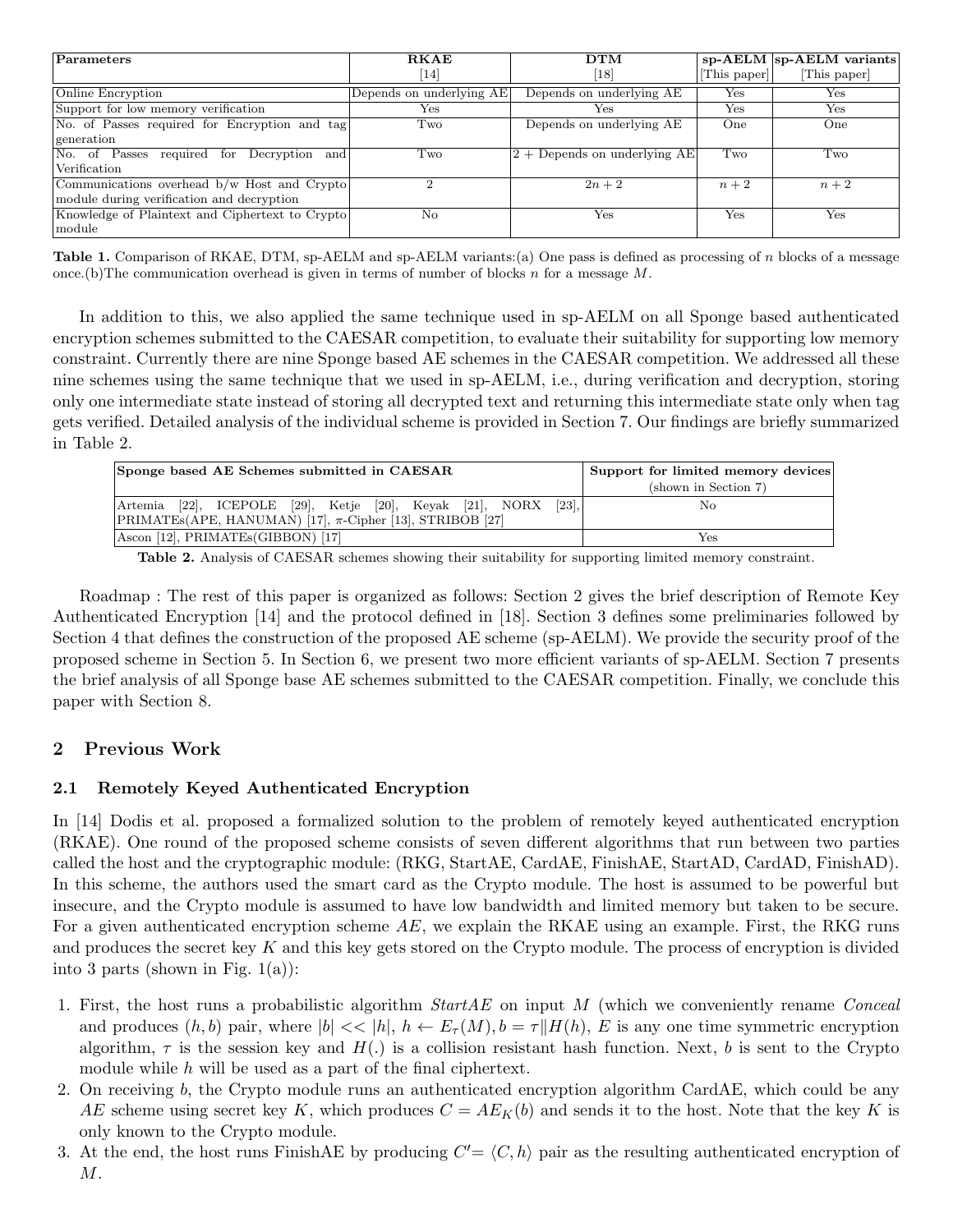| Parameters | RKAE [14] | DTM [18] | sp-AELM [This paper] | sp-AELM variants [This paper] |
|---|---|---|---|---|
| Online Encryption | Depends on underlying AE | Depends on underlying AE | Yes | Yes |
| Support for low memory verification | Yes | Yes | Yes | Yes |
| No. of Passes required for Encryption and tag generation | Two | Depends on underlying AE | One | One |
| No. of Passes required for Decryption and Verification | Two | 2 + Depends on underlying AE | Two | Two |
| Communications overhead b/w Host and Crypto module during verification and decryption | 2 | $2n+2$ | $n+2$ | $n+2$ |
| Knowledge of Plaintext and Ciphertext to Crypto module | No | Yes | Yes | Yes |

**Table 1.** Comparison of RKAE, DTM, sp-AELM and sp-AELM variants:(a) One pass is defined as processing of $n$ blocks of a message once.(b)The communication overhead is given in terms of number of blocks $n$ for a message $M$.

In addition to this, we also applied the same technique used in sp-AELM on all Sponge based authenticated encryption schemes submitted to the CAESAR competition, to evaluate their suitability for supporting low memory constraint. Currently there are nine Sponge based AE schemes in the CAESAR competition. We addressed all these nine schemes using the same technique that we used in sp-AELM, i.e., during verification and decryption, storing only one intermediate state instead of storing all decrypted text and returning this intermediate state only when tag gets verified. Detailed analysis of the individual scheme is provided in Section 7. Our findings are briefly summarized in Table 2.

| Sponge based AE Schemes submitted in CAESAR | Support for limited memory devices (shown in Section 7) |
|---|---|
| Artemia [22], ICEPOLE [29], Ketje [20], Keyak [21], NORX [23], PRIMATEs(APE, HANUMAN) [17], π-Cipher [13], STRIBOB [27] | No |
| Ascon [12], PRIMATEs(GIBBON) [17] | Yes |

**Table 2.** Analysis of CAESAR schemes showing their suitability for supporting limited memory constraint.

Roadmap : The rest of this paper is organized as follows: Section 2 gives the brief description of Remote Key Authenticated Encryption [14] and the protocol defined in [18]. Section 3 defines some preliminaries followed by Section 4 that defines the construction of the proposed AE scheme (sp-AELM). We provide the security proof of the proposed scheme in Section 5. In Section 6, we present two more efficient variants of sp-AELM. Section 7 presents the brief analysis of all Sponge base AE schemes submitted to the CAESAR competition. Finally, we conclude this paper with Section 8.

## 2 Previous Work

### 2.1 Remotely Keyed Authenticated Encryption

In [14] Dodis et al. proposed a formalized solution to the problem of remotely keyed authenticated encryption (RKAE). One round of the proposed scheme consists of seven different algorithms that run between two parties called the host and the cryptographic module: (RKG, StartAE, CardAE, FinishAE, StartAD, CardAD, FinishAD). In this scheme, the authors used the smart card as the Crypto module. The host is assumed to be powerful but insecure, and the Crypto module is assumed to have low bandwidth and limited memory but taken to be secure. For a given authenticated encryption scheme $AE$, we explain the RKAE using an example. First, the RKG runs and produces the secret key $K$ and this key gets stored on the Crypto module. The process of encryption is divided into 3 parts (shown in Fig. 1(a)):

1. First, the host runs a probabilistic algorithm *StartAE* on input $M$ (which we conveniently rename *Conceal* and produces $(h, b)$ pair, where $|b| << |h|$, $h \leftarrow E_\tau(M), b = \tau \| H(h)$, $E$ is any one time symmetric encryption algorithm, $\tau$ is the session key and $H(.)$ is a collision resistant hash function. Next, $b$ is sent to the Crypto module while $h$ will be used as a part of the final ciphertext.
2. On receiving $b$, the Crypto module runs an authenticated encryption algorithm CardAE, which could be any $AE$ scheme using secret key $K$, which produces $C = AE_K(b)$ and sends it to the host. Note that the key $K$ is only known to the Crypto module.
3. At the end, the host runs FinishAE by producing $C' = \langle C, h \rangle$ pair as the resulting authenticated encryption of $M$.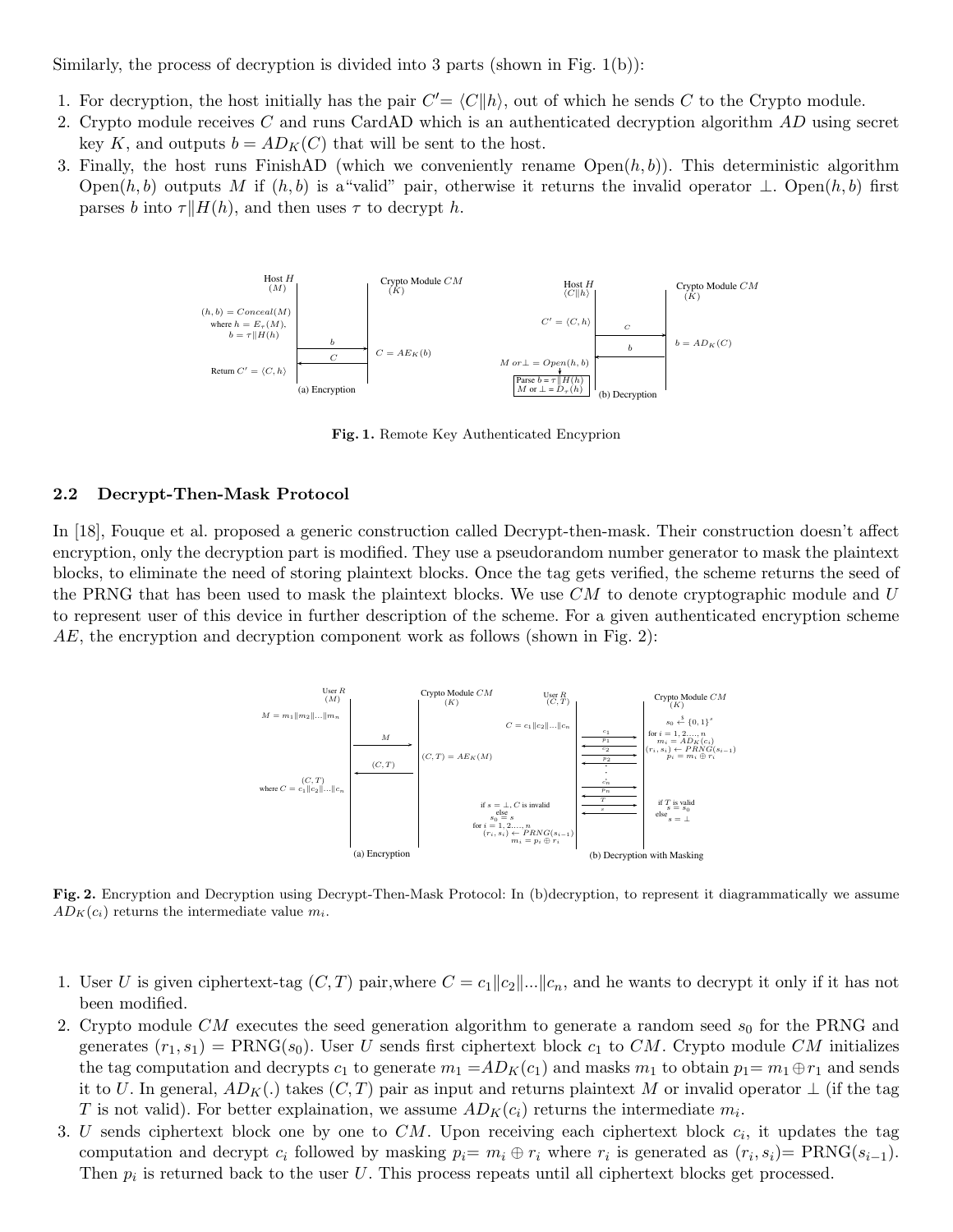Similarly, the process of decryption is divided into 3 parts (shown in Fig. 1(b)):

1. For decryption, the host initially has the pair $C' = \langle C \| h \rangle$, out of which he sends $C$ to the Crypto module.
2. Crypto module receives $C$ and runs CardAD which is an authenticated decryption algorithm $AD$ using secret key $K$, and outputs $b = AD_K(C)$ that will be sent to the host.
3. Finally, the host runs FinishAD (which we conveniently rename Open$(h, b)$). This deterministic algorithm Open$(h, b)$ outputs $M$ if $(h, b)$ is a "valid" pair, otherwise it returns the invalid operator $\perp$. Open$(h, b)$ first parses $b$ into $\tau \| H(h)$, and then uses $\tau$ to decrypt $h$.

**Fig. 1.** Remote Key Authenticated Encyprion

## 2.2 Decrypt-Then-Mask Protocol

In [18], Fouque et al. proposed a generic construction called Decrypt-then-mask. Their construction doesn't affect encryption, only the decryption part is modified. They use a pseudorandom number generator to mask the plaintext blocks, to eliminate the need of storing plaintext blocks. Once the tag gets verified, the scheme returns the seed of the PRNG that has been used to mask the plaintext blocks. We use $CM$ to denote cryptographic module and $U$ to represent user of this device in further description of the scheme. For a given authenticated encryption scheme $AE$, the encryption and decryption component work as follows (shown in Fig. 2):

**Fig. 2.** Encryption and Decryption using Decrypt-Then-Mask Protocol: In (b)decryption, to represent it diagrammatically we assume $AD_K(c_i)$ returns the intermediate value $m_i$.

1. User $U$ is given ciphertext-tag $(C, T)$ pair,where $C = c_1 \| c_2 \| ... \| c_n$, and he wants to decrypt it only if it has not been modified.
2. Crypto module $CM$ executes the seed generation algorithm to generate a random seed $s_0$ for the PRNG and generates $(r_1, s_1) = \text{PRNG}(s_0)$. User $U$ sends first ciphertext block $c_1$ to $CM$. Crypto module $CM$ initializes the tag computation and decrypts $c_1$ to generate $m_1 = AD_K(c_1)$ and masks $m_1$ to obtain $p_1 = m_1 \oplus r_1$ and sends it to $U$. In general, $AD_K(.)$ takes $(C, T)$ pair as input and returns plaintext $M$ or invalid operator $\perp$ (if the tag $T$ is not valid). For better explaination, we assume $AD_K(c_i)$ returns the intermediate value $m_i$.
3. $U$ sends ciphertext block one by one to $CM$. Upon receiving each ciphertext block $c_i$, it updates the tag computation and decrypt $c_i$ followed by masking $p_i = m_i \oplus r_i$ where $r_i$ is generated as $(r_i, s_i) = \text{PRNG}(s_{i-1})$. Then $p_i$ is returned back to the user $U$. This process repeats until all ciphertext blocks get processed.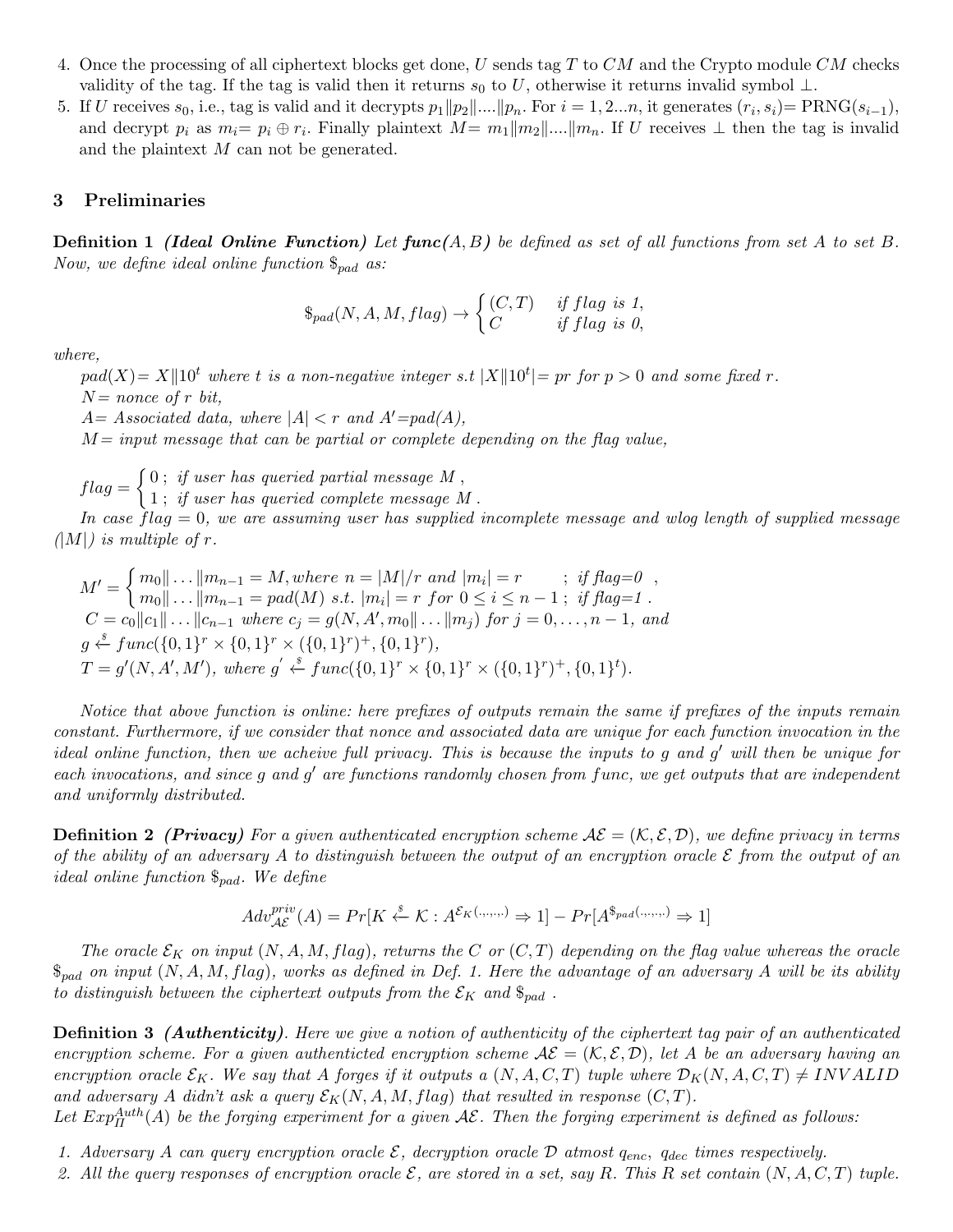4. Once the processing of all ciphertext blocks get done, $U$ sends tag $T$ to $CM$ and the Crypto module $CM$ checks validity of the tag. If the tag is valid then it returns $s_0$ to $U$, otherwise it returns invalid symbol $\perp$.
5. If $U$ receives $s_0$, i.e., tag is valid and it decrypts $p_1\|p_2\|....\|p_n$. For $i = 1, 2...n$, it generates $(r_i, s_i)$= PRNG$(s_{i-1})$, and decrypt $p_i$ as $m_i = p_i \oplus r_i$. Finally plaintext $M = m_1\|m_2\|....\|m_n$. If $U$ receives $\perp$ then the tag is invalid and the plaintext $M$ can not be generated.

## 3 Preliminaries

**Definition 1** ***(Ideal Online Function)*** *Let* ***func***$(A, B)$ *be defined as set of all functions from set A to set B. Now, we define ideal online function* $\$_{pad}$ *as:*

$$\$_{pad}(N, A, M, flag) \rightarrow \begin{cases} (C, T) & \text{if } flag \text{ is } 1, \\ C & \text{if } flag \text{ is } 0, \end{cases}$$

*where,*

*$pad(X) = X\|10^t$ where $t$ is a non-negative integer s.t $|X\|10^t| = pr$ for $p > 0$ and some fixed $r$.*
*$N$= nonce of $r$ bit,*
*$A$= Associated data, where $|A| < r$ and $A'$=pad$(A)$,*
*$M$= input message that can be partial or complete depending on the flag value,*

$$flag = \begin{cases} 0\,; & \text{if user has queried partial message } M\,, \\ 1\,; & \text{if user has queried complete message } M\,. \end{cases}$$

*In case $flag = 0$, we are assuming user has supplied incomplete message and wlog length of supplied message ($|M|$) is multiple of $r$.*

$$M' = \begin{cases} m_0\|\ldots\|m_{n-1} = M, \text{where } n = |M|/r \text{ and } |m_i| = r & ; \text{ if flag=0}\,, \\ m_0\|\ldots\|m_{n-1} = pad(M) \text{ s.t. } |m_i| = r \text{ for } 0 \leq i \leq n-1\,; & \text{if flag=1}\,. \end{cases}$$

$C = c_0\|c_1\|\ldots\|c_{n-1}$ *where* $c_j = g(N, A', m_0\|\ldots\|m_j)$ *for* $j = 0, \ldots, n-1$, *and*
$g \xleftarrow{\$} func(\{0,1\}^r \times \{0,1\}^r \times (\{0,1\}^r)^+, \{0,1\}^r)$,
$T = g'(N, A', M')$, *where* $g' \xleftarrow{\$} func(\{0,1\}^r \times \{0,1\}^r \times (\{0,1\}^r)^+, \{0,1\}^t)$.

*Notice that above function is online: here prefixes of outputs remain the same if prefixes of the inputs remain constant. Furthermore, if we consider that nonce and associated data are unique for each function invocation in the ideal online function, then we acheive full privacy. This is because the inputs to $g$ and $g'$ will then be unique for each invocations, and since $g$ and $g'$ are functions randomly chosen from func, we get outputs that are independent and uniformly distributed.*

**Definition 2** ***(Privacy)*** *For a given authenticated encryption scheme $\mathcal{AE} = (\mathcal{K}, \mathcal{E}, \mathcal{D})$, we define privacy in terms of the ability of an adversary A to distinguish between the output of an encryption oracle $\mathcal{E}$ from the output of an ideal online function $\$_{pad}$. We define*

$$Adv^{priv}_{\mathcal{AE}}(A) = Pr[K \xleftarrow{\$} \mathcal{K} : A^{\mathcal{E}_K(.,.,.,.)} \Rightarrow 1] - Pr[A^{\$_{pad}(.,.,.,.)} \Rightarrow 1]$$

*The oracle $\mathcal{E}_K$ on input $(N, A, M, flag)$, returns the $C$ or $(C, T)$ depending on the flag value whereas the oracle $\$_{pad}$ on input $(N, A, M, flag)$, works as defined in Def. 1. Here the advantage of an adversary A will be its ability to distinguish between the ciphertext outputs from the $\mathcal{E}_K$ and $\$_{pad}$.*

**Definition 3** ***(Authenticity)****. Here we give a notion of authenticity of the ciphertext tag pair of an authenticated encryption scheme. For a given authenticted encryption scheme $\mathcal{AE} = (\mathcal{K}, \mathcal{E}, \mathcal{D})$, let A be an adversary having an encryption oracle $\mathcal{E}_K$. We say that A forges if it outputs a $(N, A, C, T)$ tuple where $\mathcal{D}_K(N, A, C, T) \neq INVALID$ and adversary A didn't ask a query $\mathcal{E}_K(N, A, M, flag)$ that resulted in response $(C, T)$.*
*Let $Exp^{Auth}_{\Pi}(A)$ be the forging experiment for a given $\mathcal{AE}$. Then the forging experiment is defined as follows:*

1. *Adversary A can query encryption oracle $\mathcal{E}$, decryption oracle $\mathcal{D}$ atmost $q_{enc}$, $q_{dec}$ times respectively.*
2. *All the query responses of encryption oracle $\mathcal{E}$, are stored in a set, say R. This R set contain $(N, A, C, T)$ tuple.*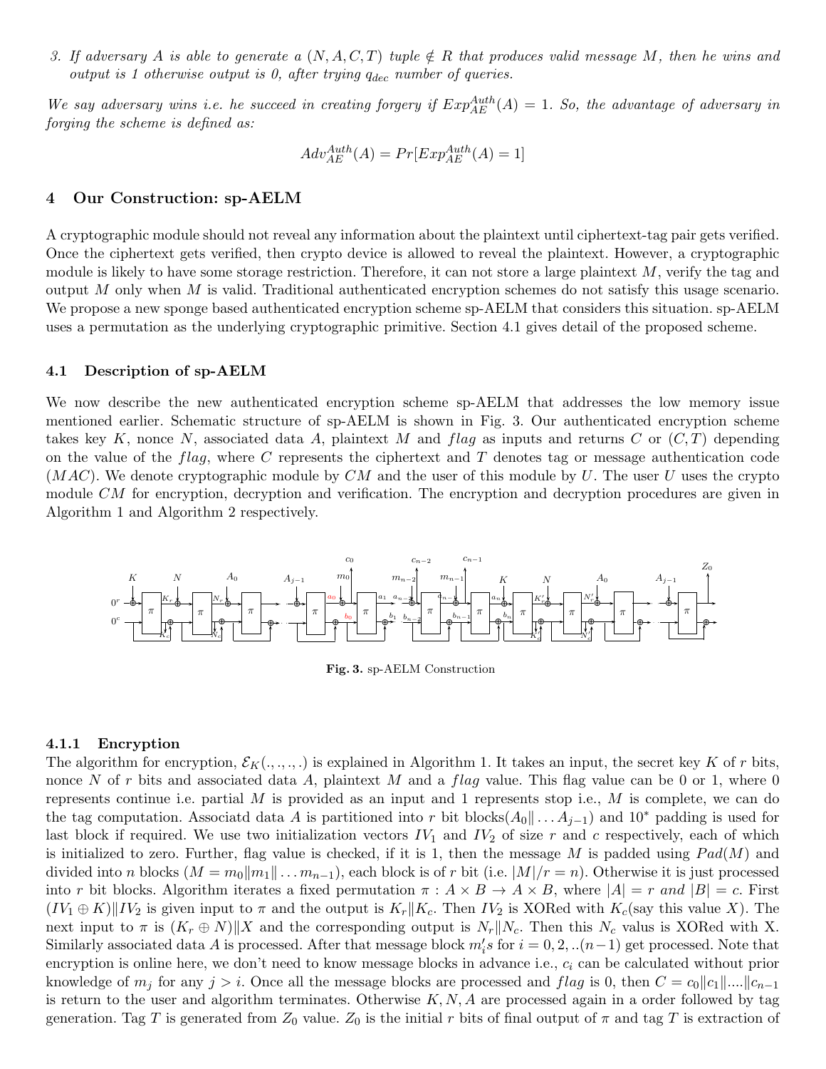3. *If adversary $A$ is able to generate a $(N, A, C, T)$ tuple $\notin R$ that produces valid message $M$, then he wins and output is 1 otherwise output is 0, after trying $q_{dec}$ number of queries.*

*We say adversary wins i.e. he succeed in creating forgery if $Exp_{AE}^{Auth}(A) = 1$. So, the advantage of adversary in forging the scheme is defined as:*

$$Adv_{AE}^{Auth}(A) = Pr[Exp_{AE}^{Auth}(A) = 1]$$

## 4 Our Construction: sp-AELM

A cryptographic module should not reveal any information about the plaintext until ciphertext-tag pair gets verified. Once the ciphertext gets verified, then crypto device is allowed to reveal the plaintext. However, a cryptographic module is likely to have some storage restriction. Therefore, it can not store a large plaintext $M$, verify the tag and output $M$ only when $M$ is valid. Traditional authenticated encryption schemes do not satisfy this usage scenario. We propose a new sponge based authenticated encryption scheme sp-AELM that considers this situation. sp-AELM uses a permutation as the underlying cryptographic primitive. Section 4.1 gives detail of the proposed scheme.

### 4.1 Description of sp-AELM

We now describe the new authenticated encryption scheme sp-AELM that addresses the low memory issue mentioned earlier. Schematic structure of sp-AELM is shown in Fig. 3. Our authenticated encryption scheme takes key $K$, nonce $N$, associated data $A$, plaintext $M$ and $flag$ as inputs and returns $C$ or $(C, T)$ depending on the value of the $flag$, where $C$ represents the ciphertext and $T$ denotes tag or message authentication code ($MAC$). We denote cryptographic module by $CM$ and the user of this module by $U$. The user $U$ uses the crypto module $CM$ for encryption, decryption and verification. The encryption and decryption procedures are given in Algorithm 1 and Algorithm 2 respectively.

**Fig. 3.** sp-AELM Construction

#### 4.1.1 Encryption

The algorithm for encryption, $\mathcal{E}_K(.,.,.,.)$ is explained in Algorithm 1. It takes an input, the secret key $K$ of $r$ bits, nonce $N$ of $r$ bits and associated data $A$, plaintext $M$ and a $flag$ value. This flag value can be 0 or 1, where 0 represents continue i.e. partial $M$ is provided as an input and 1 represents stop i.e., $M$ is complete, we can do the tag computation. Associatd data $A$ is partitioned into $r$ bit blocks($A_0\| \ldots A_{j-1}$) and $10^*$ padding is used for last block if required. We use two initialization vectors $IV_1$ and $IV_2$ of size $r$ and $c$ respectively, each of which is initialized to zero. Further, flag value is checked, if it is 1, then the message $M$ is padded using $Pad(M)$ and divided into $n$ blocks ($M = m_0\|m_1\| \ldots m_{n-1}$), each block is of $r$ bit (i.e. $|M|/r = n$). Otherwise it is just processed into $r$ bit blocks. Algorithm iterates a fixed permutation $\pi : A \times B \rightarrow A \times B$, where $|A| = r$ *and* $|B| = c$. First $(IV_1 \oplus K)\|IV_2$ is given input to $\pi$ and the output is $K_r\|K_c$. Then $IV_2$ is XORed with $K_c$(say this value $X$). The next input to $\pi$ is $(K_r \oplus N)\|X$ and the corresponding output is $N_r\|N_c$. Then this $N_c$ valus is XORed with X. Similarly associated data $A$ is processed. After that message block $m_i's$ for $i = 0, 2, ..(n-1)$ get processed. Note that encryption is online here, we don't need to know message blocks in advance i.e., $c_i$ can be calculated without prior knowledge of $m_j$ for any $j > i$. Once all the message blocks are processed and $flag$ is 0, then $C = c_0\|c_1\|....\|c_{n-1}$ is return to the user and algorithm terminates. Otherwise $K, N, A$ are processed again in a order followed by tag generation. Tag $T$ is generated from $Z_0$ value. $Z_0$ is the initial $r$ bits of final output of $\pi$ and tag $T$ is extraction of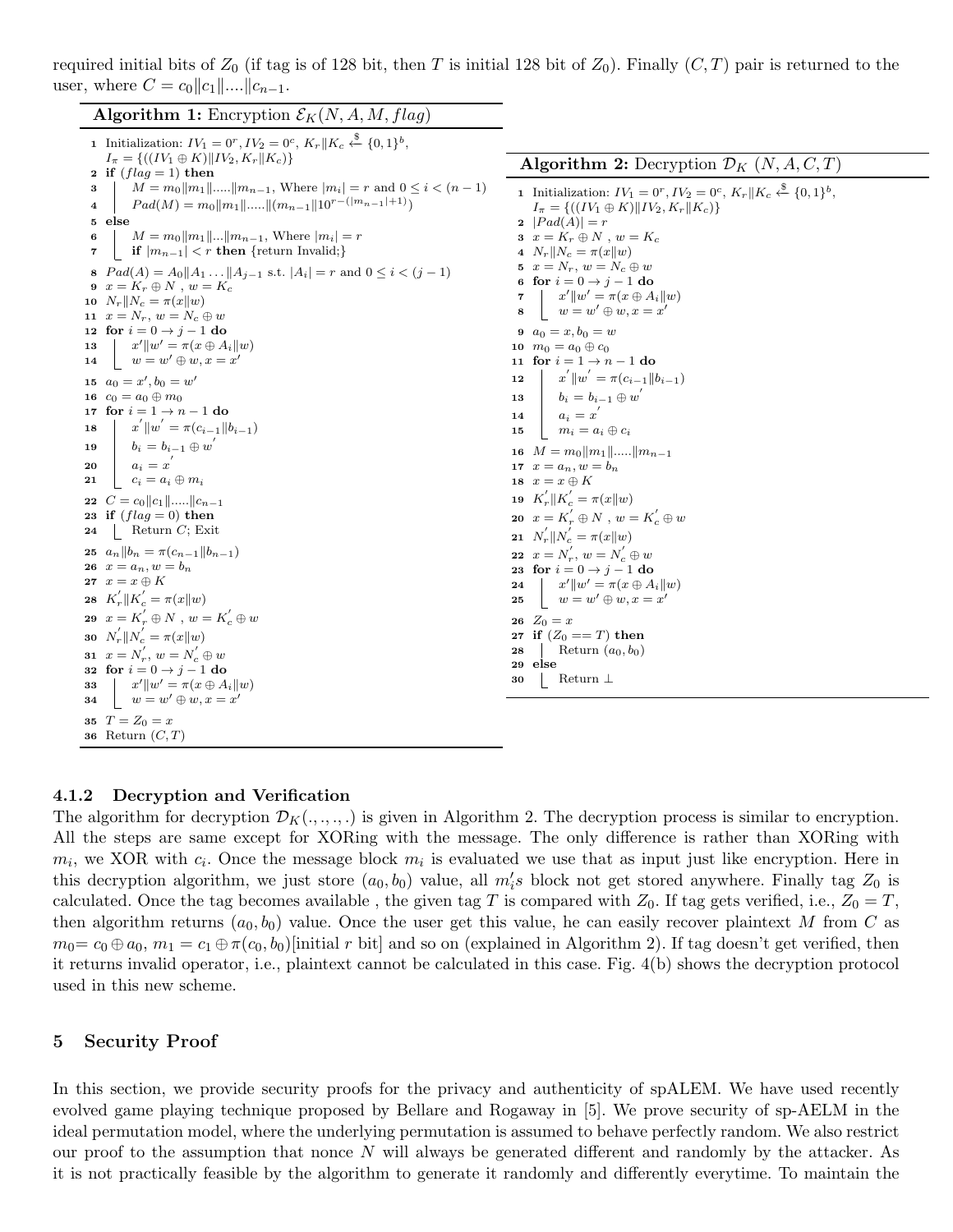required initial bits of $Z_0$ (if tag is of 128 bit, then $T$ is initial 128 bit of $Z_0$). Finally $(C, T)$ pair is returned to the user, where $C = c_0 \| c_1 \| .... \| c_{n-1}$.

**Algorithm 1:** Encryption $\mathcal{E}_K(N, A, M, flag)$

```
1  Initialization: IV_1 = 0^r, IV_2 = 0^c, K_r||K_c <-$ {0,1}^b,
   I_π = {((IV_1 ⊕ K)||IV_2, K_r||K_c)}
2  if (flag = 1) then
3  |  M = m_0||m_1||.....||m_{n-1}, Where |m_i| = r and 0 ≤ i < (n − 1)
4  |  Pad(M) = m_0||m_1||.....||(m_{n-1}||10^{r−(|m_{n−1}|+1)})
5  else
6  |  M = m_0||m_1||...||m_{n-1}, Where |m_i| = r
7  |  if |m_{n-1}| < r then {return Invalid;}
8  Pad(A) = A_0||A_1 ...||A_{j-1} s.t. |A_i| = r and 0 ≤ i < (j − 1)
9  x = K_r ⊕ N , w = K_c
10 N_r||N_c = π(x||w)
11 x = N_r, w = N_c ⊕ w
12 for i = 0 → j − 1 do
13 |  x'||w' = π(x ⊕ A_i||w)
14 |  w = w' ⊕ w, x = x'
15 a_0 = x', b_0 = w'
16 c_0 = a_0 ⊕ m_0
17 for i = 1 → n − 1 do
18 |  x'||w' = π(c_{i-1}||b_{i-1})
19 |  b_i = b_{i-1} ⊕ w'
20 |  a_i = x'
21 |  c_i = a_i ⊕ m_i
22 C = c_0||c_1||.....||c_{n-1}
23 if (flag = 0) then
24 |  Return C; Exit
25 a_n||b_n = π(c_{n-1}||b_{n-1})
26 x = a_n, w = b_n
27 x = x ⊕ K
28 K'_r||K'_c = π(x||w)
29 x = K'_r ⊕ N , w = K'_c ⊕ w
30 N'_r||N'_c = π(x||w)
31 x = N'_r, w = N'_c ⊕ w
32 for i = 0 → j − 1 do
33 |  x'||w' = π(x ⊕ A_i||w)
34 |  w = w' ⊕ w, x = x'
35 T = Z_0 = x
36 Return (C, T)
```

**Algorithm 2:** Decryption $\mathcal{D}_K$ $(N, A, C, T)$

```
1  Initialization: IV_1 = 0^r, IV_2 = 0^c, K_r||K_c <-$ {0,1}^b,
   I_π = {((IV_1 ⊕ K)||IV_2, K_r||K_c)}
2  |Pad(A)| = r
3  x = K_r ⊕ N , w = K_c
4  N_r||N_c = π(x||w)
5  x = N_r, w = N_c ⊕ w
6  for i = 0 → j − 1 do
7  |  x'||w' = π(x ⊕ A_i||w)
8  |  w = w' ⊕ w, x = x'
9  a_0 = x, b_0 = w
10 m_0 = a_0 ⊕ c_0
11 for i = 1 → n − 1 do
12 |  x'||w' = π(c_{i-1}||b_{i-1})
13 |  b_i = b_{i-1} ⊕ w'
14 |  a_i = x'
15 |  m_i = a_i ⊕ c_i
16 M = m_0||m_1||.....||m_{n-1}
17 x = a_n, w = b_n
18 x = x ⊕ K
19 K'_r||K'_c = π(x||w)
20 x = K'_r ⊕ N , w = K'_c ⊕ w
21 N'_r||N'_c = π(x||w)
22 x = N'_r, w = N'_c ⊕ w
23 for i = 0 → j − 1 do
24 |  x'||w' = π(x ⊕ A_i||w)
25 |  w = w' ⊕ w, x = x'
26 Z_0 = x
27 if (Z_0 == T) then
28 |  Return (a_0, b_0)
29 else
30 |  Return ⊥
```

#### 4.1.2 Decryption and Verification

The algorithm for decryption $\mathcal{D}_K(.,.,.,.)$ is given in Algorithm 2. The decryption process is similar to encryption. All the steps are same except for XORing with the message. The only difference is rather than XORing with $m_i$, we XOR with $c_i$. Once the message block $m_i$ is evaluated we use that as input just like encryption. Here in this decryption algorithm, we just store $(a_0, b_0)$ value, all $m_i's$ block not get stored anywhere. Finally tag $Z_0$ is calculated. Once the tag becomes available , the given tag $T$ is compared with $Z_0$. If tag gets verified, i.e., $Z_0 = T$, then algorithm returns $(a_0, b_0)$ value. Once the user get this value, he can easily recover plaintext $M$ from $C$ as $m_0 = c_0 \oplus a_0$, $m_1 = c_1 \oplus \pi(c_0, b_0)$[initial $r$ bit] and so on (explained in Algorithm 2). If tag doesn't get verified, then it returns invalid operator, i.e., plaintext cannot be calculated in this case. Fig. 4(b) shows the decryption protocol used in this new scheme.

## 5 Security Proof

In this section, we provide security proofs for the privacy and authenticity of spALEM. We have used recently evolved game playing technique proposed by Bellare and Rogaway in [5]. We prove security of sp-AELM in the ideal permutation model, where the underlying permutation is assumed to behave perfectly random. We also restrict our proof to the assumption that nonce $N$ will always be generated different and randomly by the attacker. As it is not practically feasible by the algorithm to generate it randomly and differently everytime. To maintain the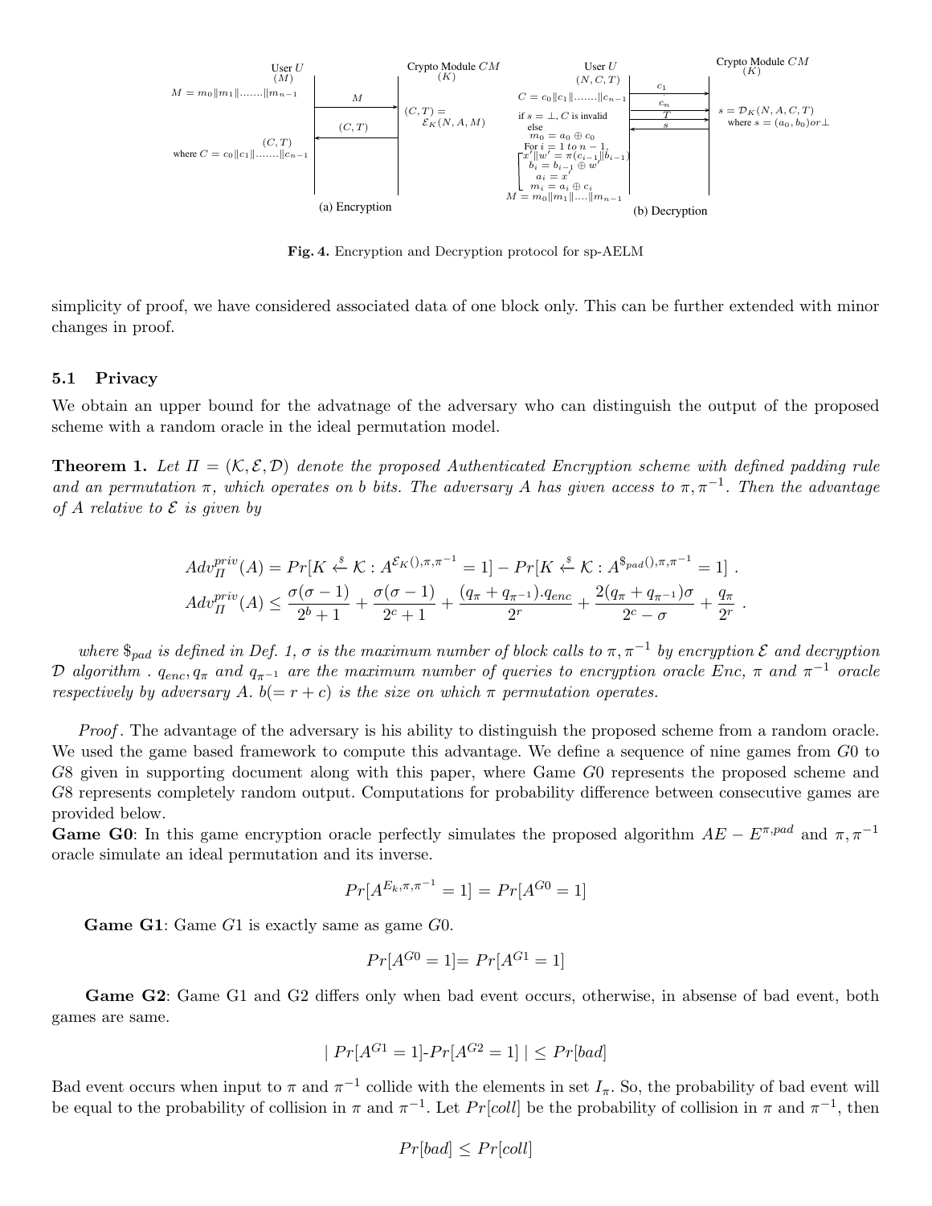User $U$ ($M$)

$M = m_0 \| m_1 \| \ldots\ldots \| m_{n-1}$

Crypto Module $CM$ ($K$)

$M$ →

$(C,T) = \mathcal{E}_K(N, A, M)$

← $(C,T)$

$(C,T)$ where $C = c_0 \| c_1 \| \ldots\ldots \| c_{n-1}$

(a) Encryption

User $U$ ($N, C, T$)

Crypto Module $CM$ ($K$)

$C = c_0 \| c_1 \| \ldots\ldots \| c_{n-1}$

$c_1$, $c_n$, $T$ →

← $s$

$s = \mathcal{D}_K(N, A, C, T)$ where $s = (a_0, b_0)$ or $\perp$

if $s = \perp$, $C$ is invalid
else
$m_0 = a_0 \oplus c_0$
For $i = 1$ to $n-1$,
$x' \| w' = \pi(c_{i-1} \| b_{i-1})$
$b_i = b_{i-1} \oplus w'$
$a_i = x'$
$m_i = a_i \oplus c_i$
$M = m_0 \| m_1 \| \ldots \| m_{n-1}$

(b) Decryption

**Fig. 4.** Encryption and Decryption protocol for sp-AELM

simplicity of proof, we have considered associated data of one block only. This can be further extended with minor changes in proof.

### 5.1 Privacy

We obtain an upper bound for the advatnage of the adversary who can distinguish the output of the proposed scheme with a random oracle in the ideal permutation model.

**Theorem 1.** *Let $\Pi = (\mathcal{K}, \mathcal{E}, \mathcal{D})$ denote the proposed Authenticated Encryption scheme with defined padding rule and an permutation $\pi$, which operates on b bits. The adversary A has given access to $\pi, \pi^{-1}$. Then the advantage of A relative to $\mathcal{E}$ is given by*

$$Adv_{\Pi}^{priv}(A) = Pr[K \xleftarrow{\$} \mathcal{K} : A^{\mathcal{E}_K(), \pi, \pi^{-1}} = 1] - Pr[K \xleftarrow{\$} \mathcal{K} : A^{\$_{pad}(), \pi, \pi^{-1}} = 1] \ .$$
$$Adv_{\Pi}^{priv}(A) \leq \frac{\sigma(\sigma-1)}{2^b+1} + \frac{\sigma(\sigma-1)}{2^c+1} + \frac{(q_\pi + q_{\pi^{-1}}).q_{enc}}{2^r} + \frac{2(q_\pi + q_{\pi^{-1}})\sigma}{2^c - \sigma} + \frac{q_\pi}{2^r} \ .$$

*where $\$_{pad}$ is defined in Def. 1, $\sigma$ is the maximum number of block calls to $\pi, \pi^{-1}$ by encryption $\mathcal{E}$ and decryption $\mathcal{D}$ algorithm . $q_{enc}, q_\pi$ and $q_{\pi^{-1}}$ are the maximum number of queries to encryption oracle Enc, $\pi$ and $\pi^{-1}$ oracle respectively by adversary A. $b(= r + c)$ is the size on which $\pi$ permutation operates.*

*Proof*. The advantage of the adversary is his ability to distinguish the proposed scheme from a random oracle. We used the game based framework to compute this advantage. We define a sequence of nine games from $G0$ to $G8$ given in supporting document along with this paper, where Game $G0$ represents the proposed scheme and $G8$ represents completely random output. Computations for probability difference between consecutive games are provided below.

**Game G0**: In this game encryption oracle perfectly simulates the proposed algorithm $AE - E^{\pi,pad}$ and $\pi, \pi^{-1}$ oracle simulate an ideal permutation and its inverse.

$$Pr[A^{E_k, \pi, \pi^{-1}} = 1] = Pr[A^{G0} = 1]$$

**Game G1**: Game $G1$ is exactly same as game $G0$.

$$Pr[A^{G0} = 1] = Pr[A^{G1} = 1]$$

**Game G2**: Game G1 and G2 differs only when bad event occurs, otherwise, in absense of bad event, both games are same.

$$| \ Pr[A^{G1} = 1] - Pr[A^{G2} = 1] \ | \leq Pr[bad]$$

Bad event occurs when input to $\pi$ and $\pi^{-1}$ collide with the elements in set $I_\pi$. So, the probability of bad event will be equal to the probability of collision in $\pi$ and $\pi^{-1}$. Let $Pr[coll]$ be the probability of collision in $\pi$ and $\pi^{-1}$, then

$$Pr[bad] \leq Pr[coll]$$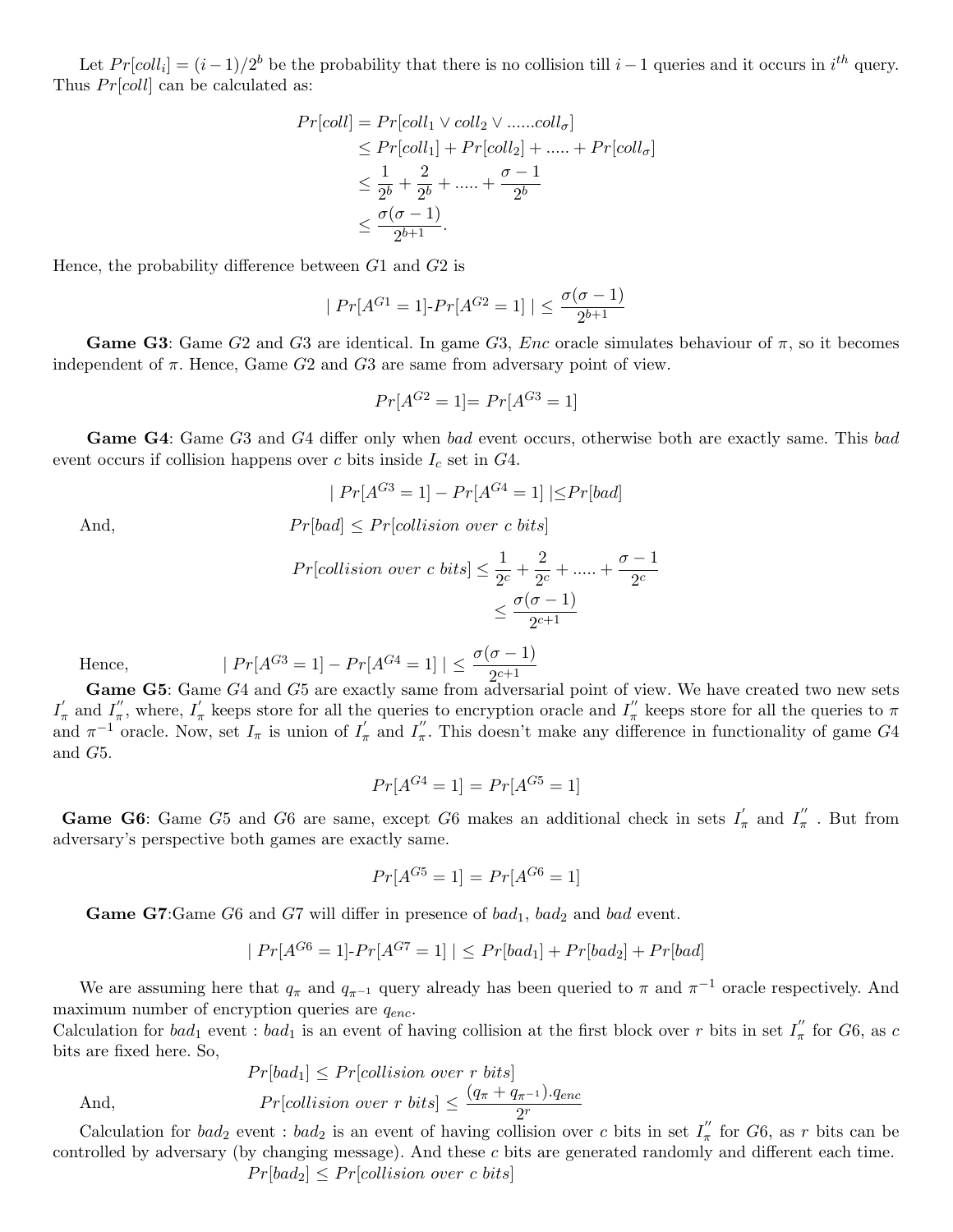Let $Pr[coll_i] = (i-1)/2^b$ be the probability that there is no collision till $i-1$ queries and it occurs in $i^{th}$ query. Thus $Pr[coll]$ can be calculated as:

$$
\begin{aligned}
Pr[coll] &= Pr[coll_1 \vee coll_2 \vee ......coll_\sigma] \\
&\leq Pr[coll_1] + Pr[coll_2] + ..... + Pr[coll_\sigma] \\
&\leq \frac{1}{2^b} + \frac{2}{2^b} + ..... + \frac{\sigma-1}{2^b} \\
&\leq \frac{\sigma(\sigma-1)}{2^{b+1}}.
\end{aligned}
$$

Hence, the probability difference between $G1$ and $G2$ is

$$| \; Pr[A^{G1} = 1]\text{-}Pr[A^{G2} = 1] \; | \leq \frac{\sigma(\sigma-1)}{2^{b+1}}$$

**Game G3**: Game $G2$ and $G3$ are identical. In game $G3$, $Enc$ oracle simulates behaviour of $\pi$, so it becomes independent of $\pi$. Hence, Game $G2$ and $G3$ are same from adversary point of view.

$$Pr[A^{G2} = 1] = Pr[A^{G3} = 1]$$

**Game G4**: Game $G3$ and $G4$ differ only when $bad$ event occurs, otherwise both are exactly same. This $bad$ event occurs if collision happens over $c$ bits inside $I_c$ set in $G4$.

$$| \; Pr[A^{G3} = 1] - Pr[A^{G4} = 1] \; | \leq Pr[bad]$$

And,
$$Pr[bad] \leq Pr[collision \; over \; c \; bits]$$

$$
\begin{aligned}
Pr[collision \; over \; c \; bits] &\leq \frac{1}{2^c} + \frac{2}{2^c} + ..... + \frac{\sigma-1}{2^c} \\
&\leq \frac{\sigma(\sigma-1)}{2^{c+1}}
\end{aligned}
$$

Hence,
$$| \; Pr[A^{G3} = 1] - Pr[A^{G4} = 1] \; | \leq \frac{\sigma(\sigma-1)}{2^{c+1}}$$

**Game G5**: Game $G4$ and $G5$ are exactly same from adversarial point of view. We have created two new sets $I'_\pi$ and $I''_\pi$, where, $I'_\pi$ keeps store for all the queries to encryption oracle and $I''_\pi$ keeps store for all the queries to $\pi$ and $\pi^{-1}$ oracle. Now, set $I_\pi$ is union of $I'_\pi$ and $I''_\pi$. This doesn't make any difference in functionality of game $G4$ and $G5$.

$$Pr[A^{G4} = 1] = Pr[A^{G5} = 1]$$

**Game G6**: Game $G5$ and $G6$ are same, except $G6$ makes an additional check in sets $I'_\pi$ and $I''_\pi$. But from adversary's perspective both games are exactly same.

$$Pr[A^{G5} = 1] = Pr[A^{G6} = 1]$$

**Game G7**:Game $G6$ and $G7$ will differ in presence of $bad_1$, $bad_2$ and $bad$ event.

$$| \; Pr[A^{G6} = 1]\text{-}Pr[A^{G7} = 1] \; | \leq Pr[bad_1] + Pr[bad_2] + Pr[bad]$$

We are assuming here that $q_\pi$ and $q_{\pi^{-1}}$ query already has been queried to $\pi$ and $\pi^{-1}$ oracle respectively. And maximum number of encryption queries are $q_{enc}$.
Calculation for $bad_1$ event : $bad_1$ is an event of having collision at the first block over $r$ bits in set $I''_\pi$ for $G6$, as $c$ bits are fixed here. So,

$$Pr[bad_1] \leq Pr[collision \; over \; r \; bits]$$

And,
$$Pr[collision \; over \; r \; bits] \leq \frac{(q_\pi + q_{\pi^{-1}}).q_{enc}}{2^r}$$

Calculation for $bad_2$ event : $bad_2$ is an event of having collision over $c$ bits in set $I''_\pi$ for $G6$, as $r$ bits can be controlled by adversary (by changing message). And these $c$ bits are generated randomly and different each time.

$$Pr[bad_2] \leq Pr[collision \; over \; c \; bits]$$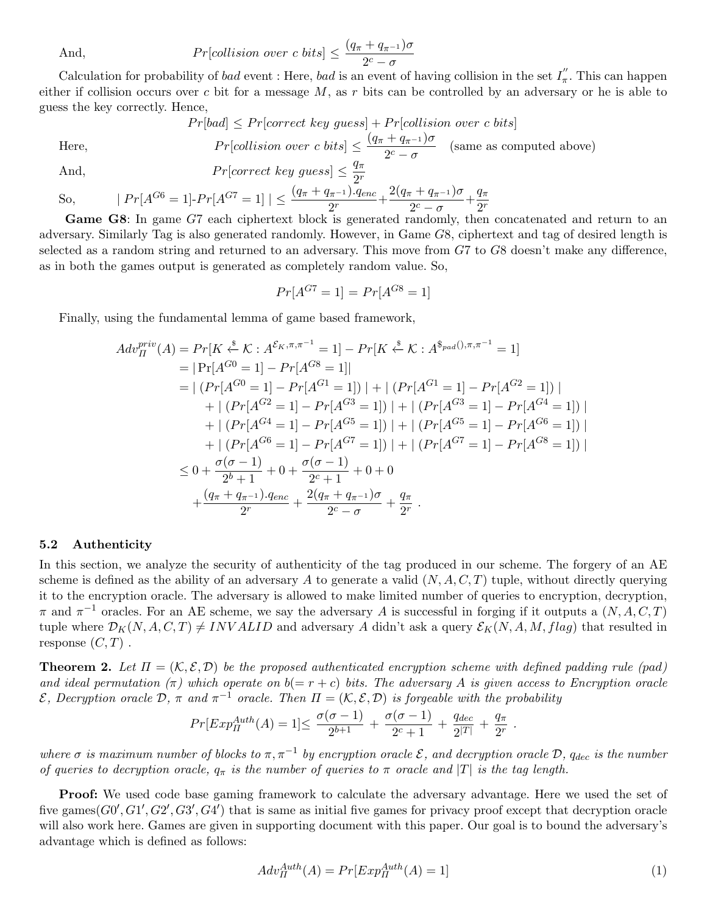And, $$Pr[collision\ over\ c\ bits] \leq \frac{(q_\pi + q_{\pi^{-1}})\sigma}{2^c - \sigma}$$

Calculation for probability of *bad* event : Here, *bad* is an event of having collision in the set $I''_\pi$. This can happen either if collision occurs over $c$ bit for a message $M$, as $r$ bits can be controlled by an adversary or he is able to guess the key correctly. Hence,

$$Pr[bad] \leq Pr[correct\ key\ guess] + Pr[collision\ over\ c\ bits]$$

Here, $$Pr[collision\ over\ c\ bits] \leq \frac{(q_\pi + q_{\pi^{-1}})\sigma}{2^c - \sigma} \quad \text{(same as computed above)}$$

And, $$Pr[correct\ key\ guess] \leq \frac{q_\pi}{2^r}$$

So, $$|\ Pr[A^{G6} = 1] - Pr[A^{G7} = 1]\ | \leq \frac{(q_\pi + q_{\pi^{-1}}).q_{enc}}{2^r} + \frac{2(q_\pi + q_{\pi^{-1}})\sigma}{2^c - \sigma} + \frac{q_\pi}{2^r}$$

**Game G8**: In game $G7$ each ciphertext block is generated randomly, then concatenated and return to an adversary. Similarly Tag is also generated randomly. However, in Game $G8$, ciphertext and tag of desired length is selected as a random string and returned to an adversary. This move from $G7$ to $G8$ doesn't make any difference, as in both the games output is generated as completely random value. So,

$$Pr[A^{G7} = 1] = Pr[A^{G8} = 1]$$

Finally, using the fundamental lemma of game based framework,

$$\begin{aligned}
Adv_{\Pi}^{priv}(A) &= Pr[K \xleftarrow{\$} \mathcal{K} : A^{\mathcal{E}_K,\pi,\pi^{-1}} = 1] - Pr[K \xleftarrow{\$} \mathcal{K} : A^{\$_{pad}(),\pi,\pi^{-1}} = 1] \\
&= |\Pr[A^{G0} = 1] - Pr[A^{G8} = 1]| \\
&= |\ (Pr[A^{G0} = 1] - Pr[A^{G1} = 1])\ | + |\ (Pr[A^{G1} = 1] - Pr[A^{G2} = 1])\ | \\
&\quad + |\ (Pr[A^{G2} = 1] - Pr[A^{G3} = 1])\ | + |\ (Pr[A^{G3} = 1] - Pr[A^{G4} = 1])\ | \\
&\quad + |\ (Pr[A^{G4} = 1] - Pr[A^{G5} = 1])\ | + |\ (Pr[A^{G5} = 1] - Pr[A^{G6} = 1])\ | \\
&\quad + |\ (Pr[A^{G6} = 1] - Pr[A^{G7} = 1])\ | + |\ (Pr[A^{G7} = 1] - Pr[A^{G8} = 1])\ | \\
&\leq 0 + \frac{\sigma(\sigma-1)}{2^b+1} + 0 + \frac{\sigma(\sigma-1)}{2^c+1} + 0 + 0 \\
&\quad + \frac{(q_\pi + q_{\pi^{-1}}).q_{enc}}{2^r} + \frac{2(q_\pi + q_{\pi^{-1}})\sigma}{2^c - \sigma} + \frac{q_\pi}{2^r}\ .
\end{aligned}$$

### 5.2 Authenticity

In this section, we analyze the security of authenticity of the tag produced in our scheme. The forgery of an AE scheme is defined as the ability of an adversary $A$ to generate a valid $(N, A, C, T)$ tuple, without directly querying it to the encryption oracle. The adversary is allowed to make limited number of queries to encryption, decryption, $\pi$ and $\pi^{-1}$ oracles. For an AE scheme, we say the adversary $A$ is successful in forging if it outputs a $(N, A, C, T)$ tuple where $\mathcal{D}_K(N, A, C, T) \neq INVALID$ and adversary $A$ didn't ask a query $\mathcal{E}_K(N, A, M, flag)$ that resulted in response $(C, T)$ .

**Theorem 2.** *Let $\Pi = (\mathcal{K}, \mathcal{E}, \mathcal{D})$ be the proposed authenticated encryption scheme with defined padding rule (pad) and ideal permutation ($\pi$) which operate on $b(= r + c)$ bits. The adversary $A$ is given access to Encryption oracle $\mathcal{E}$, Decryption oracle $\mathcal{D}$, $\pi$ and $\pi^{-1}$ oracle. Then $\Pi = (\mathcal{K}, \mathcal{E}, \mathcal{D})$ is forgeable with the probability*

$$Pr[Exp_{\Pi}^{Auth}(A) = 1] \leq \frac{\sigma(\sigma-1)}{2^{b+1}} + \frac{\sigma(\sigma-1)}{2^c+1} + \frac{q_{dec}}{2^{|T|}} + \frac{q_\pi}{2^r}\ .$$

*where $\sigma$ is maximum number of blocks to $\pi, \pi^{-1}$ by encryption oracle $\mathcal{E}$, and decryption oracle $\mathcal{D}$, $q_{dec}$ is the number of queries to decryption oracle, $q_\pi$ is the number of queries to $\pi$ oracle and $|T|$ is the tag length.*

**Proof:** We used code base gaming framework to calculate the adversary advantage. Here we used the set of five games($G0', G1', G2', G3', G4'$) that is same as initial five games for privacy proof except that decryption oracle will also work here. Games are given in supporting document with this paper. Our goal is to bound the adversary's advantage which is defined as follows:

$$Adv_{\Pi}^{Auth}(A) = Pr[Exp_{\Pi}^{Auth}(A) = 1] \tag{1}$$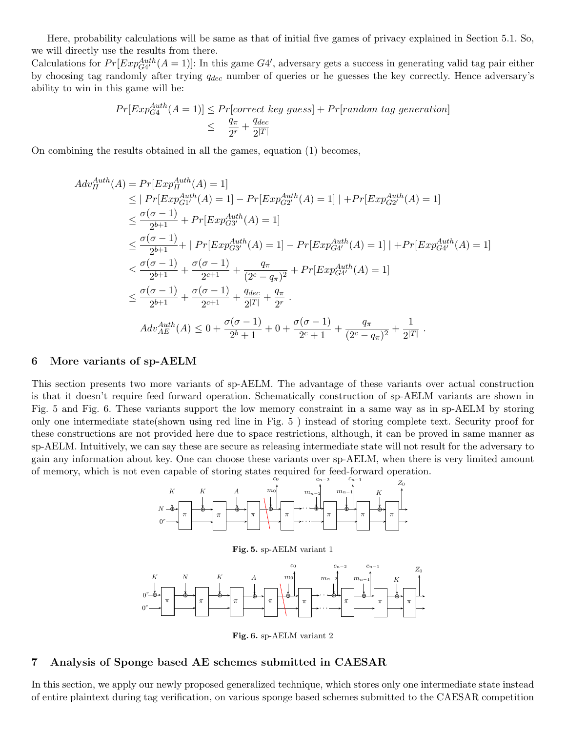Here, probability calculations will be same as that of initial five games of privacy explained in Section 5.1. So, we will directly use the results from there.

Calculations for $Pr[Exp^{Auth}_{G4'}(A = 1)]$: In this game $G4'$, adversary gets a success in generating valid tag pair either by choosing tag randomly after trying $q_{dec}$ number of queries or he guesses the key correctly. Hence adversary's ability to win in this game will be:

$$
\begin{aligned}
Pr[Exp^{Auth}_{G4'}(A = 1)] &\leq Pr[correct\ key\ guess] + Pr[random\ tag\ generation] \\
&\leq \quad \frac{q_\pi}{2^r} + \frac{q_{dec}}{2^{|T|}}
\end{aligned}
$$

On combining the results obtained in all the games, equation (1) becomes,

$$
\begin{aligned}
Adv^{Auth}_{\Pi}(A) &= Pr[Exp^{Auth}_{\Pi}(A) = 1] \\
&\leq |\ Pr[Exp^{Auth}_{G1'}(A) = 1] - Pr[Exp^{Auth}_{G2'}(A) = 1]\ | + Pr[Exp^{Auth}_{G2'}(A) = 1] \\
&\leq \frac{\sigma(\sigma-1)}{2^{b+1}} + Pr[Exp^{Auth}_{G3'}(A) = 1] \\
&\leq \frac{\sigma(\sigma-1)}{2^{b+1}} + |\ Pr[Exp^{Auth}_{G3'}(A) = 1] - Pr[Exp^{Auth}_{G4'}(A) = 1]\ | + Pr[Exp^{Auth}_{G4'}(A) = 1] \\
&\leq \frac{\sigma(\sigma-1)}{2^{b+1}} + \frac{\sigma(\sigma-1)}{2^{c+1}} + \frac{q_\pi}{(2^c - q_\pi)^2} + Pr[Exp^{Auth}_{G4'}(A) = 1] \\
&\leq \frac{\sigma(\sigma-1)}{2^{b+1}} + \frac{\sigma(\sigma-1)}{2^{c+1}} + \frac{q_{dec}}{2^{|T|}} + \frac{q_\pi}{2^r}\ .
\end{aligned}
$$

$$
Adv^{Auth}_{AE}(A) \leq 0 + \frac{\sigma(\sigma-1)}{2^b+1} + 0 + \frac{\sigma(\sigma-1)}{2^c+1} + \frac{q_\pi}{(2^c - q_\pi)^2} + \frac{1}{2^{|T|}}\ .
$$

## 6 More variants of sp-AELM

This section presents two more variants of sp-AELM. The advantage of these variants over actual construction is that it doesn't require feed forward operation. Schematically construction of sp-AELM variants are shown in Fig. 5 and Fig. 6. These variants support the low memory constraint in a same way as in sp-AELM by storing only one intermediate state(shown using red line in Fig. 5 ) instead of storing complete text. Security proof for these constructions are not provided here due to space restrictions, although, it can be proved in same manner as sp-AELM. Intuitively, we can say these are secure as releasing intermediate state will not result for the adversary to gain any information about key. One can choose these variants over sp-AELM, when there is very limited amount of memory, which is not even capable of storing states required for feed-forward operation.

**Fig. 5.** sp-AELM variant 1

**Fig. 6.** sp-AELM variant 2

## 7 Analysis of Sponge based AE schemes submitted in CAESAR

In this section, we apply our newly proposed generalized technique, which stores only one intermediate state instead of entire plaintext during tag verification, on various sponge based schemes submitted to the CAESAR competition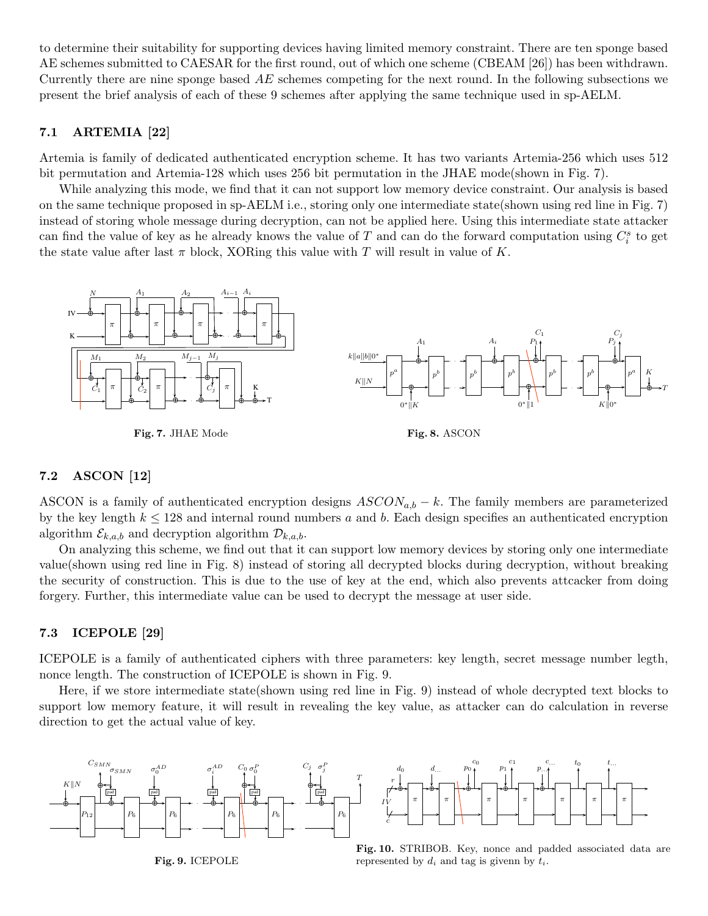to determine their suitability for supporting devices having limited memory constraint. There are ten sponge based AE schemes submitted to CAESAR for the first round, out of which one scheme (CBEAM [26]) has been withdrawn. Currently there are nine sponge based *AE* schemes competing for the next round. In the following subsections we present the brief analysis of each of these 9 schemes after applying the same technique used in sp-AELM.

### 7.1 ARTEMIA [22]

Artemia is family of dedicated authenticated encryption scheme. It has two variants Artemia-256 which uses 512 bit permutation and Artemia-128 which uses 256 bit permutation in the JHAE mode(shown in Fig. 7).

While analyzing this mode, we find that it can not support low memory device constraint. Our analysis is based on the same technique proposed in sp-AELM i.e., storing only one intermediate state(shown using red line in Fig. 7) instead of storing whole message during decryption, can not be applied here. Using this intermediate state attacker can find the value of key as he already knows the value of $T$ and can do the forward computation using $C_i^s$ to get the state value after last $\pi$ block, XORing this value with $T$ will result in value of $K$.

**Fig. 7.** JHAE Mode

**Fig. 8.** ASCON

### 7.2 ASCON [12]

ASCON is a family of authenticated encryption designs $ASCON_{a,b} - k$. The family members are parameterized by the key length $k \leq 128$ and internal round numbers $a$ and $b$. Each design specifies an authenticated encryption algorithm $\mathcal{E}_{k,a,b}$ and decryption algorithm $\mathcal{D}_{k,a,b}$.

On analyzing this scheme, we find out that it can support low memory devices by storing only one intermediate value(shown using red line in Fig. 8) instead of storing all decrypted blocks during decryption, without breaking the security of construction. This is due to the use of key at the end, which also prevents attcacker from doing forgery. Further, this intermediate value can be used to decrypt the message at user side.

### 7.3 ICEPOLE [29]

ICEPOLE is a family of authenticated ciphers with three parameters: key length, secret message number legth, nonce length. The construction of ICEPOLE is shown in Fig. 9.

Here, if we store intermediate state(shown using red line in Fig. 9) instead of whole decrypted text blocks to support low memory feature, it will result in revealing the key value, as attacker can do calculation in reverse direction to get the actual value of key.

**Fig. 9.** ICEPOLE

**Fig. 10.** STRIBOB. Key, nonce and padded associated data are represented by $d_i$ and tag is givenn by $t_i$.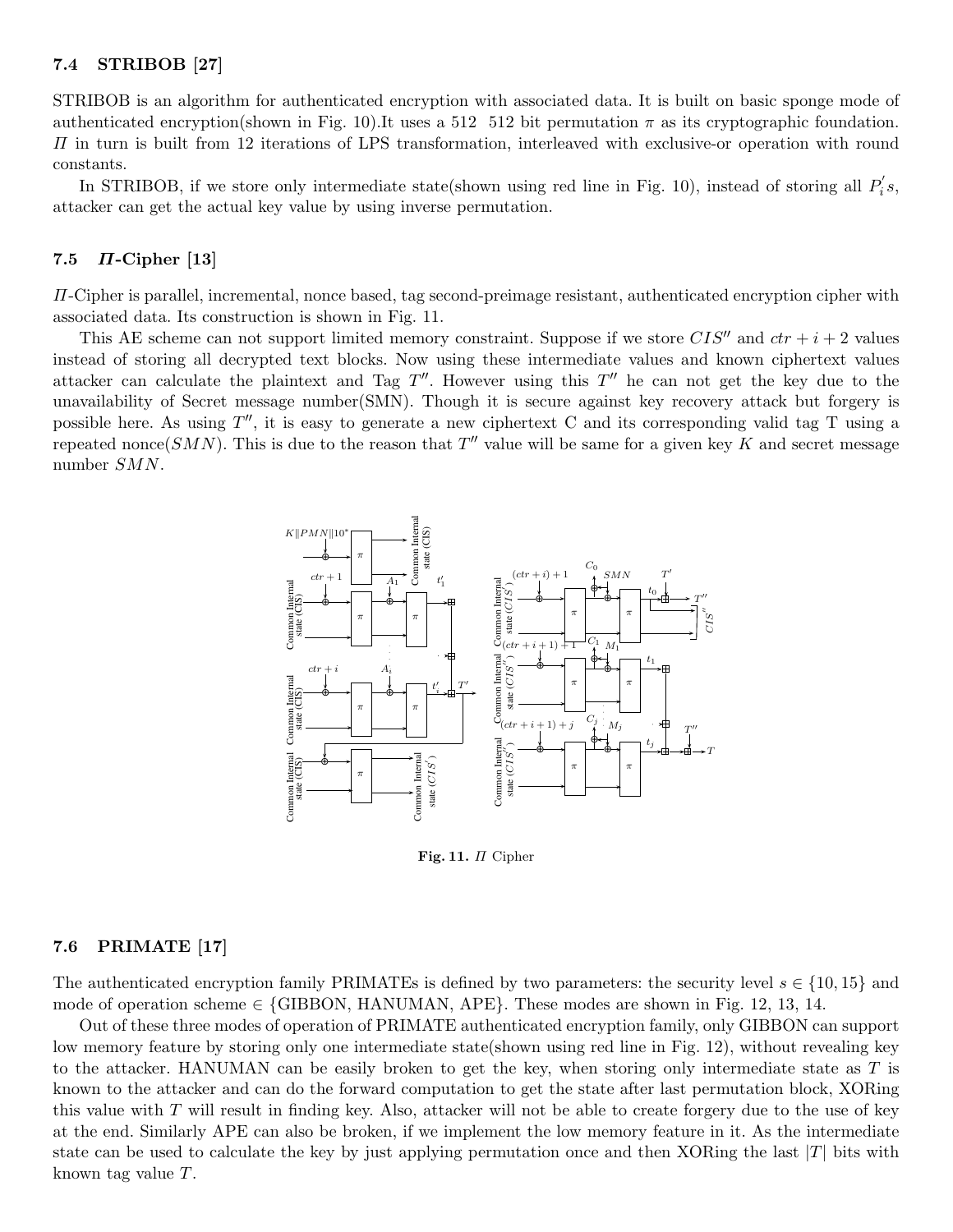### 7.4 STRIBOB [27]

STRIBOB is an algorithm for authenticated encryption with associated data. It is built on basic sponge mode of authenticated encryption(shown in Fig. 10).It uses a 512 512 bit permutation $\pi$ as its cryptographic foundation. $\Pi$ in turn is built from 12 iterations of LPS transformation, interleaved with exclusive-or operation with round constants.

In STRIBOB, if we store only intermediate state(shown using red line in Fig. 10), instead of storing all $P_i^{'}s$, attacker can get the actual key value by using inverse permutation.

### 7.5 *Π*-Cipher [13]

$\Pi$-Cipher is parallel, incremental, nonce based, tag second-preimage resistant, authenticated encryption cipher with associated data. Its construction is shown in Fig. 11.

This AE scheme can not support limited memory constraint. Suppose if we store $CIS''$ and $ctr + i + 2$ values instead of storing all decrypted text blocks. Now using these intermediate values and known ciphertext values attacker can calculate the plaintext and Tag $T''$. However using this $T''$ he can not get the key due to the unavailability of Secret message number(SMN). Though it is secure against key recovery attack but forgery is possible here. As using $T''$, it is easy to generate a new ciphertext C and its corresponding valid tag T using a repeated nonce($SMN$). This is due to the reason that $T''$ value will be same for a given key $K$ and secret message number $SMN$.

**Fig. 11.** $\Pi$ Cipher

### 7.6 PRIMATE [17]

The authenticated encryption family PRIMATEs is defined by two parameters: the security level $s \in \{10, 15\}$ and mode of operation scheme $\in$ {GIBBON, HANUMAN, APE}. These modes are shown in Fig. 12, 13, 14.

Out of these three modes of operation of PRIMATE authenticated encryption family, only GIBBON can support low memory feature by storing only one intermediate state(shown using red line in Fig. 12), without revealing key to the attacker. HANUMAN can be easily broken to get the key, when storing only intermediate state as $T$ is known to the attacker and can do the forward computation to get the state after last permutation block, XORing this value with $T$ will result in finding key. Also, attacker will not be able to create forgery due to the use of key at the end. Similarly APE can also be broken, if we implement the low memory feature in it. As the intermediate state can be used to calculate the key by just applying permutation once and then XORing the last $|T|$ bits with known tag value $T$.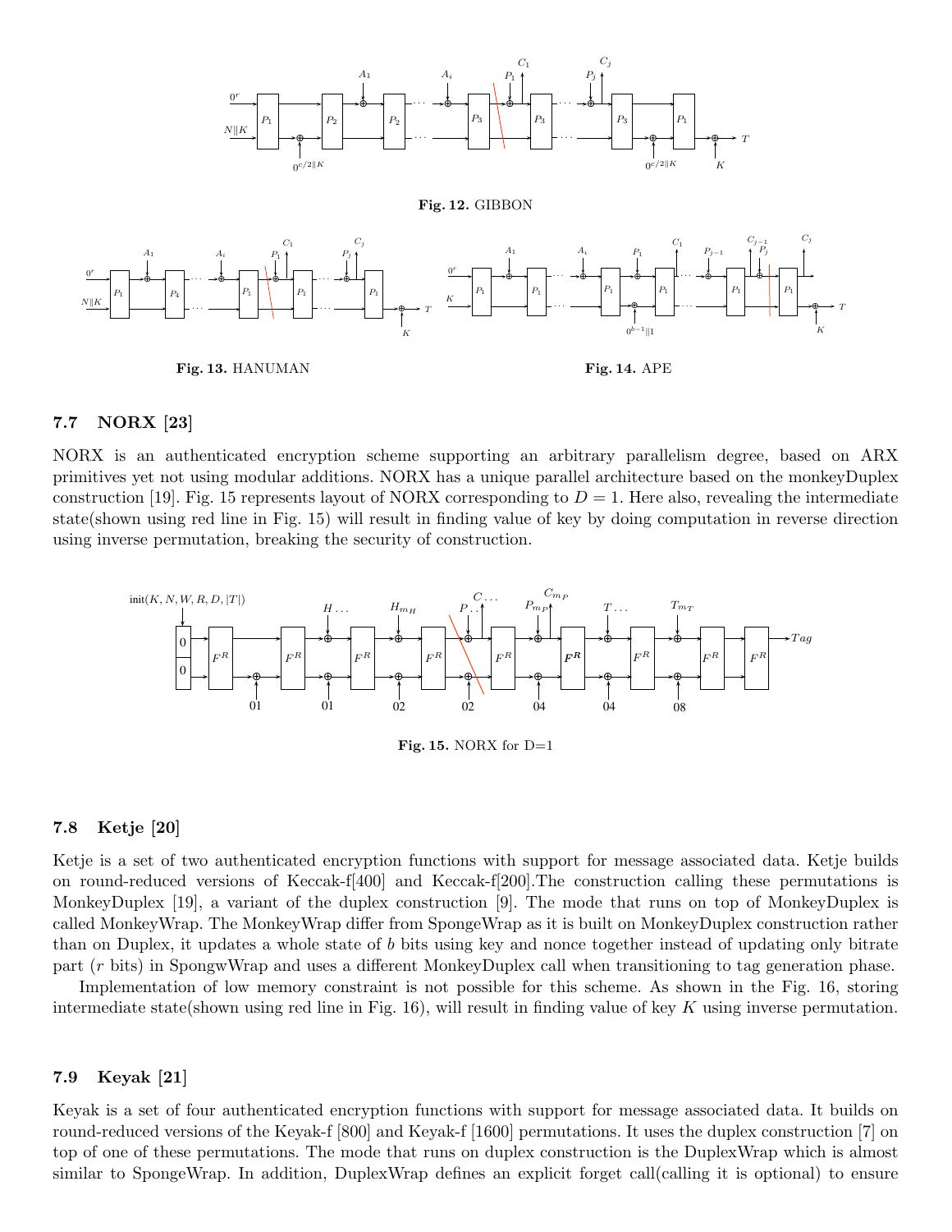**Fig. 12.** GIBBON

**Fig. 13.** HANUMAN

**Fig. 14.** APE

### 7.7 NORX [23]

NORX is an authenticated encryption scheme supporting an arbitrary parallelism degree, based on ARX primitives yet not using modular additions. NORX has a unique parallel architecture based on the monkeyDuplex construction [19]. Fig. 15 represents layout of NORX corresponding to $D = 1$. Here also, revealing the intermediate state(shown using red line in Fig. 15) will result in finding value of key by doing computation in reverse direction using inverse permutation, breaking the security of construction.

**Fig. 15.** NORX for D=1

### 7.8 Ketje [20]

Ketje is a set of two authenticated encryption functions with support for message associated data. Ketje builds on round-reduced versions of Keccak-f[400] and Keccak-f[200].The construction calling these permutations is MonkeyDuplex [19], a variant of the duplex construction [9]. The mode that runs on top of MonkeyDuplex is called MonkeyWrap. The MonkeyWrap differ from SpongeWrap as it is built on MonkeyDuplex construction rather than on Duplex, it updates a whole state of $b$ bits using key and nonce together instead of updating only bitrate part ($r$ bits) in SpongwWrap and uses a different MonkeyDuplex call when transitioning to tag generation phase.

Implementation of low memory constraint is not possible for this scheme. As shown in the Fig. 16, storing intermediate state(shown using red line in Fig. 16), will result in finding value of key $K$ using inverse permutation.

### 7.9 Keyak [21]

Keyak is a set of four authenticated encryption functions with support for message associated data. It builds on round-reduced versions of the Keyak-f [800] and Keyak-f [1600] permutations. It uses the duplex construction [7] on top of one of these permutations. The mode that runs on duplex construction is the DuplexWrap which is almost similar to SpongeWrap. In addition, DuplexWrap defines an explicit forget call(calling it is optional) to ensure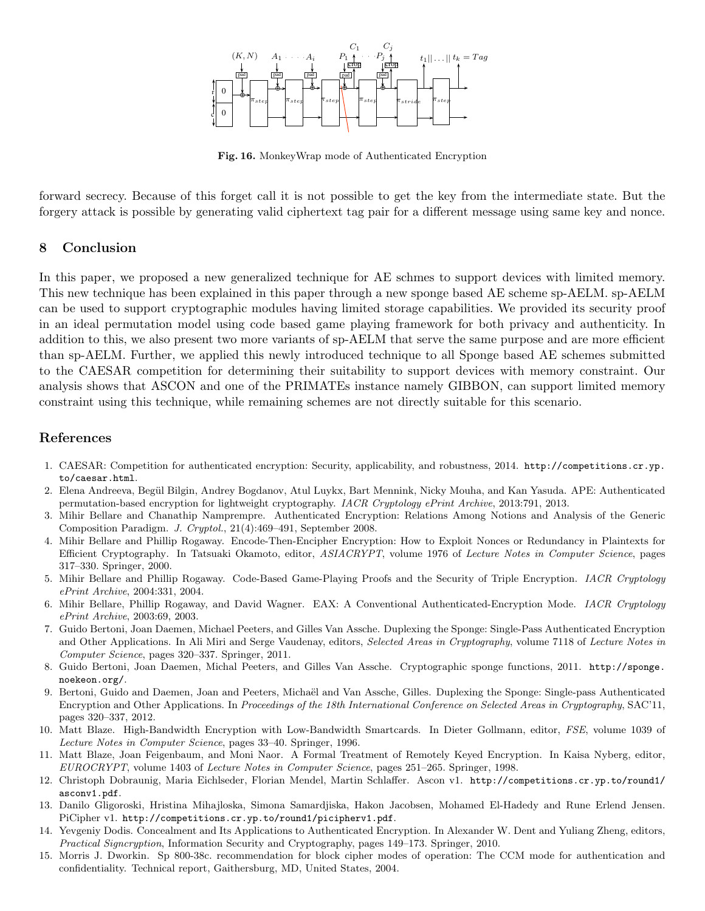**Fig. 16.** MonkeyWrap mode of Authenticated Encryption

forward secrecy. Because of this forget call it is not possible to get the key from the intermediate state. But the forgery attack is possible by generating valid ciphertext tag pair for a different message using same key and nonce.

## 8 Conclusion

In this paper, we proposed a new generalized technique for AE schmes to support devices with limited memory. This new technique has been explained in this paper through a new sponge based AE scheme sp-AELM. sp-AELM can be used to support cryptographic modules having limited storage capabilities. We provided its security proof in an ideal permutation model using code based game playing framework for both privacy and authenticity. In addition to this, we also present two more variants of sp-AELM that serve the same purpose and are more efficient than sp-AELM. Further, we applied this newly introduced technique to all Sponge based AE schemes submitted to the CAESAR competition for determining their suitability to support devices with memory constraint. Our analysis shows that ASCON and one of the PRIMATEs instance namely GIBBON, can support limited memory constraint using this technique, while remaining schemes are not directly suitable for this scenario.

## References

1. CAESAR: Competition for authenticated encryption: Security, applicability, and robustness, 2014. http://competitions.cr.yp.to/caesar.html.
2. Elena Andreeva, Begül Bilgin, Andrey Bogdanov, Atul Luykx, Bart Mennink, Nicky Mouha, and Kan Yasuda. APE: Authenticated permutation-based encryption for lightweight cryptography. *IACR Cryptology ePrint Archive*, 2013:791, 2013.
3. Mihir Bellare and Chanathip Namprempre. Authenticated Encryption: Relations Among Notions and Analysis of the Generic Composition Paradigm. *J. Cryptol.*, 21(4):469–491, September 2008.
4. Mihir Bellare and Phillip Rogaway. Encode-Then-Encipher Encryption: How to Exploit Nonces or Redundancy in Plaintexts for Efficient Cryptography. In Tatsuaki Okamoto, editor, *ASIACRYPT*, volume 1976 of *Lecture Notes in Computer Science*, pages 317–330. Springer, 2000.
5. Mihir Bellare and Phillip Rogaway. Code-Based Game-Playing Proofs and the Security of Triple Encryption. *IACR Cryptology ePrint Archive*, 2004:331, 2004.
6. Mihir Bellare, Phillip Rogaway, and David Wagner. EAX: A Conventional Authenticated-Encryption Mode. *IACR Cryptology ePrint Archive*, 2003:69, 2003.
7. Guido Bertoni, Joan Daemen, Michael Peeters, and Gilles Van Assche. Duplexing the Sponge: Single-Pass Authenticated Encryption and Other Applications. In Ali Miri and Serge Vaudenay, editors, *Selected Areas in Cryptography*, volume 7118 of *Lecture Notes in Computer Science*, pages 320–337. Springer, 2011.
8. Guido Bertoni, Joan Daemen, Michal Peeters, and Gilles Van Assche. Cryptographic sponge functions, 2011. http://sponge.noekeon.org/.
9. Bertoni, Guido and Daemen, Joan and Peeters, Michaël and Van Assche, Gilles. Duplexing the Sponge: Single-pass Authenticated Encryption and Other Applications. In *Proceedings of the 18th International Conference on Selected Areas in Cryptography*, SAC'11, pages 320–337, 2012.
10. Matt Blaze. High-Bandwidth Encryption with Low-Bandwidth Smartcards. In Dieter Gollmann, editor, *FSE*, volume 1039 of *Lecture Notes in Computer Science*, pages 33–40. Springer, 1996.
11. Matt Blaze, Joan Feigenbaum, and Moni Naor. A Formal Treatment of Remotely Keyed Encryption. In Kaisa Nyberg, editor, *EUROCRYPT*, volume 1403 of *Lecture Notes in Computer Science*, pages 251–265. Springer, 1998.
12. Christoph Dobraunig, Maria Eichlseder, Florian Mendel, Martin Schlaffer. Ascon v1. http://competitions.cr.yp.to/round1/asconv1.pdf.
13. Danilo Gligoroski, Hristina Mihajloska, Simona Samardjiska, Hakon Jacobsen, Mohamed El-Hadedy and Rune Erlend Jensen. PiCipher v1. http://competitions.cr.yp.to/round1/picipherv1.pdf.
14. Yevgeniy Dodis. Concealment and Its Applications to Authenticated Encryption. In Alexander W. Dent and Yuliang Zheng, editors, *Practical Signcryption*, Information Security and Cryptography, pages 149–173. Springer, 2010.
15. Morris J. Dworkin. Sp 800-38c. recommendation for block cipher modes of operation: The CCM mode for authentication and confidentiality. Technical report, Gaithersburg, MD, United States, 2004.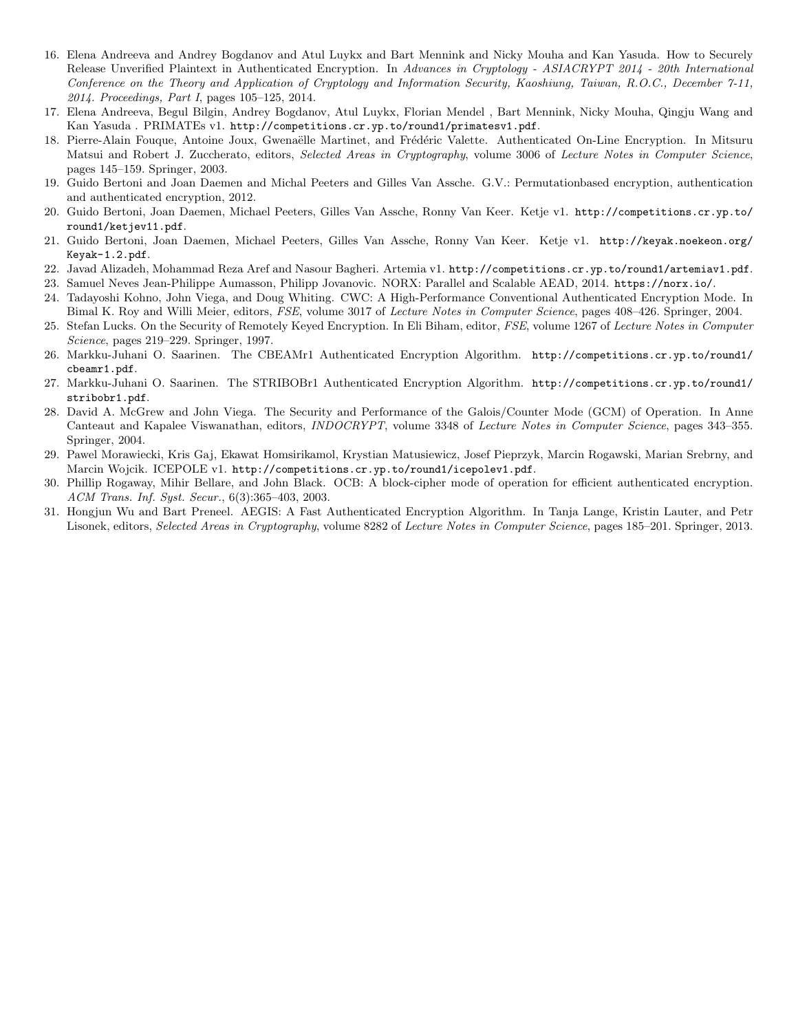16. Elena Andreeva and Andrey Bogdanov and Atul Luykx and Bart Mennink and Nicky Mouha and Kan Yasuda. How to Securely Release Unverified Plaintext in Authenticated Encryption. In *Advances in Cryptology - ASIACRYPT 2014 - 20th International Conference on the Theory and Application of Cryptology and Information Security, Kaoshiung, Taiwan, R.O.C., December 7-11, 2014. Proceedings, Part I*, pages 105–125, 2014.
17. Elena Andreeva, Begul Bilgin, Andrey Bogdanov, Atul Luykx, Florian Mendel , Bart Mennink, Nicky Mouha, Qingju Wang and Kan Yasuda . PRIMATEs v1. `http://competitions.cr.yp.to/round1/primatesv1.pdf`.
18. Pierre-Alain Fouque, Antoine Joux, Gwenaëlle Martinet, and Frédéric Valette. Authenticated On-Line Encryption. In Mitsuru Matsui and Robert J. Zuccherato, editors, *Selected Areas in Cryptography*, volume 3006 of *Lecture Notes in Computer Science*, pages 145–159. Springer, 2003.
19. Guido Bertoni and Joan Daemen and Michal Peeters and Gilles Van Assche. G.V.: Permutationbased encryption, authentication and authenticated encryption, 2012.
20. Guido Bertoni, Joan Daemen, Michael Peeters, Gilles Van Assche, Ronny Van Keer. Ketje v1. `http://competitions.cr.yp.to/round1/ketjev11.pdf`.
21. Guido Bertoni, Joan Daemen, Michael Peeters, Gilles Van Assche, Ronny Van Keer. Ketje v1. `http://keyak.noekeon.org/Keyak-1.2.pdf`.
22. Javad Alizadeh, Mohammad Reza Aref and Nasour Bagheri. Artemia v1. `http://competitions.cr.yp.to/round1/artemiav1.pdf`.
23. Samuel Neves Jean-Philippe Aumasson, Philipp Jovanovic. NORX: Parallel and Scalable AEAD, 2014. `https://norx.io/`.
24. Tadayoshi Kohno, John Viega, and Doug Whiting. CWC: A High-Performance Conventional Authenticated Encryption Mode. In Bimal K. Roy and Willi Meier, editors, *FSE*, volume 3017 of *Lecture Notes in Computer Science*, pages 408–426. Springer, 2004.
25. Stefan Lucks. On the Security of Remotely Keyed Encryption. In Eli Biham, editor, *FSE*, volume 1267 of *Lecture Notes in Computer Science*, pages 219–229. Springer, 1997.
26. Markku-Juhani O. Saarinen. The CBEAMr1 Authenticated Encryption Algorithm. `http://competitions.cr.yp.to/round1/cbeamr1.pdf`.
27. Markku-Juhani O. Saarinen. The STRIBOBr1 Authenticated Encryption Algorithm. `http://competitions.cr.yp.to/round1/stribobr1.pdf`.
28. David A. McGrew and John Viega. The Security and Performance of the Galois/Counter Mode (GCM) of Operation. In Anne Canteaut and Kapalee Viswanathan, editors, *INDOCRYPT*, volume 3348 of *Lecture Notes in Computer Science*, pages 343–355. Springer, 2004.
29. Pawel Morawiecki, Kris Gaj, Ekawat Homsirikamol, Krystian Matusiewicz, Josef Pieprzyk, Marcin Rogawski, Marian Srebrny, and Marcin Wojcik. ICEPOLE v1. `http://competitions.cr.yp.to/round1/icepolev1.pdf`.
30. Phillip Rogaway, Mihir Bellare, and John Black. OCB: A block-cipher mode of operation for efficient authenticated encryption. *ACM Trans. Inf. Syst. Secur.*, 6(3):365–403, 2003.
31. Hongjun Wu and Bart Preneel. AEGIS: A Fast Authenticated Encryption Algorithm. In Tanja Lange, Kristin Lauter, and Petr Lisonek, editors, *Selected Areas in Cryptography*, volume 8282 of *Lecture Notes in Computer Science*, pages 185–201. Springer, 2013.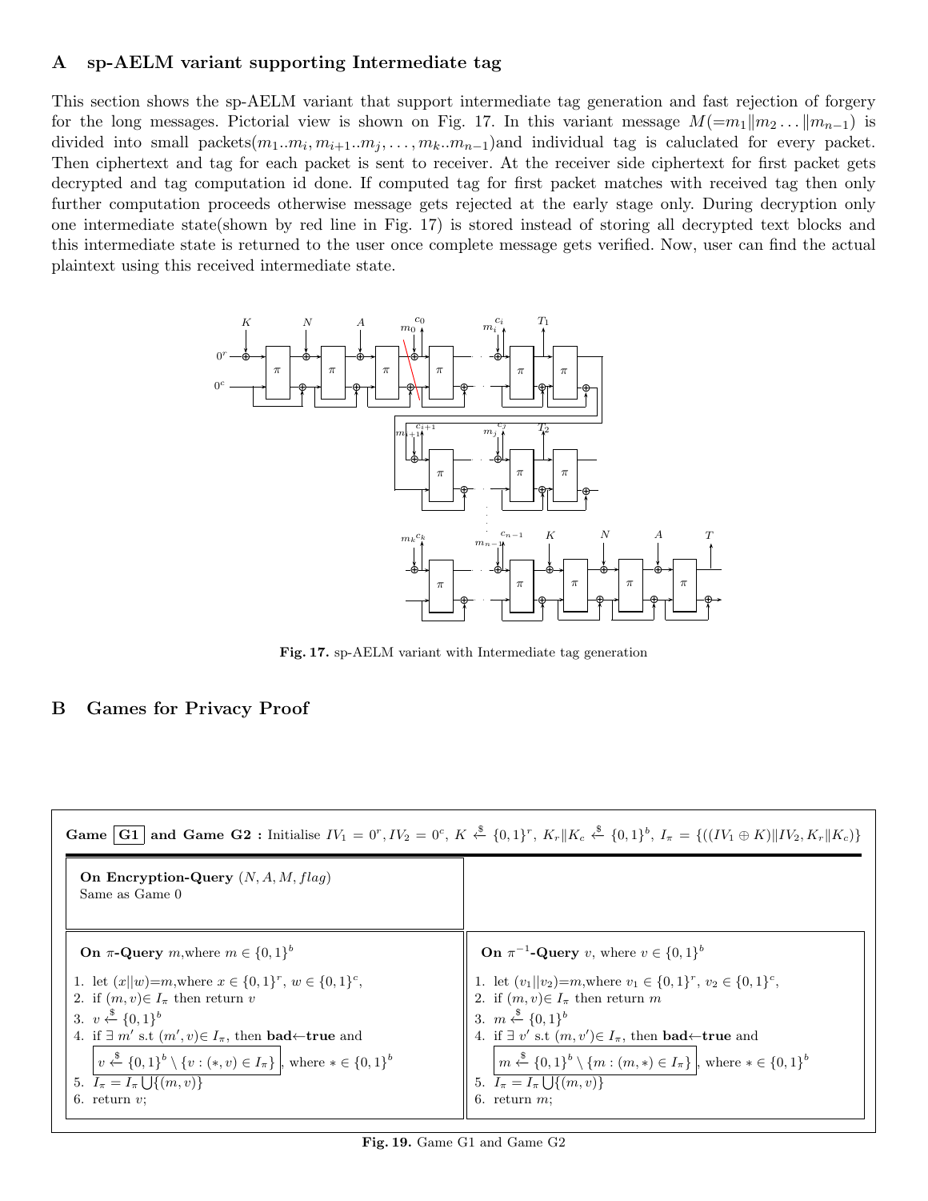## A sp-AELM variant supporting Intermediate tag

This section shows the sp-AELM variant that support intermediate tag generation and fast rejection of forgery for the long messages. Pictorial view is shown on Fig. 17. In this variant message $M(=m_1\|m_2\ldots\|m_{n-1})$ is divided into small packets($m_1..m_i, m_{i+1}..m_j,\ldots,m_k..m_{n-1}$)and individual tag is caluclated for every packet. Then ciphertext and tag for each packet is sent to receiver. At the receiver side ciphertext for first packet gets decrypted and tag computation id done. If computed tag for first packet matches with received tag then only further computation proceeds otherwise message gets rejected at the early stage only. During decryption only one intermediate state(shown by red line in Fig. 17) is stored instead of storing all decrypted text blocks and this intermediate state is returned to the user once complete message gets verified. Now, user can find the actual plaintext using this received intermediate state.

**Fig. 17.** sp-AELM variant with Intermediate tag generation

## B Games for Privacy Proof

**Game** $\boxed{\textbf{G1}}$ **and Game G2 :** Initialise $IV_1 = 0^r, IV_2 = 0^c$, $K \xleftarrow{\$} \{0,1\}^r$, $K_r\|K_c \xleftarrow{\$} \{0,1\}^b$, $I_\pi = \{((IV_1 \oplus K)\|IV_2, K_r\|K_c)\}$

**On Encryption-Query** $(N, A, M, flag)$
Same as Game 0

**On $\pi$-Query** $m$,where $m \in \{0,1\}^b$

1. let $(x\|w)$=$m$,where $x \in \{0,1\}^r$, $w \in \{0,1\}^c$,
2. if $(m, v) \in I_\pi$ then return $v$
3. $v \xleftarrow{\$} \{0,1\}^b$
4. if $\exists$ $m'$ s.t $(m', v) \in I_\pi$, then **bad**←**true** and $\boxed{v \xleftarrow{\$} \{0,1\}^b \setminus \{v : (*, v) \in I_\pi\}}$, where $* \in \{0,1\}^b$
5. $I_\pi = I_\pi \bigcup \{(m, v)\}$
6. return $v$;

**On $\pi^{-1}$-Query** $v$, where $v \in \{0,1\}^b$

1. let $(v_1\|v_2)$=$m$,where $v_1 \in \{0,1\}^r$, $v_2 \in \{0,1\}^c$,
2. if $(m, v) \in I_\pi$ then return $m$
3. $m \xleftarrow{\$} \{0,1\}^b$
4. if $\exists$ $v'$ s.t $(m, v') \in I_\pi$, then **bad**←**true** and $\boxed{m \xleftarrow{\$} \{0,1\}^b \setminus \{m : (m, *) \in I_\pi\}}$, where $* \in \{0,1\}^b$
5. $I_\pi = I_\pi \bigcup \{(m, v)\}$
6. return $m$;

**Fig. 19.** Game G1 and Game G2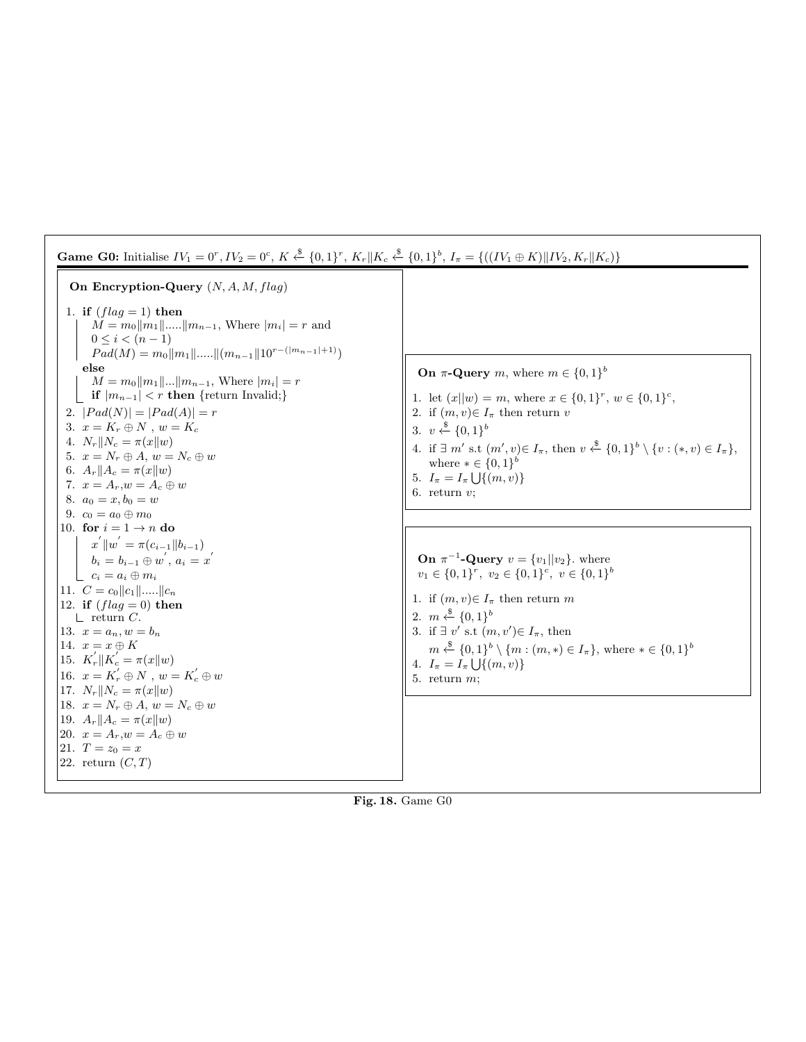**Game G0:** Initialise $IV_1 = 0^r, IV_2 = 0^c$, $K \xleftarrow{\$} \{0,1\}^r$, $K_r \| K_c \xleftarrow{\$} \{0,1\}^b$, $I_\pi = \{((IV_1 \oplus K)\|IV_2, K_r\|K_c)\}$

**On Encryption-Query** $(N, A, M, flag)$

1. **if** $(flag = 1)$ **then**
   - $M = m_0\|m_1\|.....\|m_{n-1}$, Where $|m_i| = r$ and $0 \leq i < (n-1)$
   - $Pad(M) = m_0\|m_1\|.....\|(m_{n-1}\|10^{r-(|m_{n-1}|+1)})$

   **else**
   - $M = m_0\|m_1\|...\|m_{n-1}$, Where $|m_i| = r$
   - **if** $|m_{n-1}| < r$ **then** {return Invalid;}
2. $|Pad(N)| = |Pad(A)| = r$
3. $x = K_r \oplus N$ , $w = K_c$
4. $N_r\|N_c = \pi(x\|w)$
5. $x = N_r \oplus A$, $w = N_c \oplus w$
6. $A_r\|A_c = \pi(x\|w)$
7. $x = A_r, w = A_c \oplus w$
8. $a_0 = x, b_0 = w$
9. $c_0 = a_0 \oplus m_0$
10. **for** $i = 1 \to n$ **do**
    - $x^{'}\|w^{'} = \pi(c_{i-1}\|b_{i-1})$
    - $b_i = b_{i-1} \oplus w^{'}$, $a_i = x^{'}$
    - $c_i = a_i \oplus m_i$
11. $C = c_0\|c_1\|.....\|c_n$
12. **if** $(flag = 0)$ **then**
    - return $C$.
13. $x = a_n, w = b_n$
14. $x = x \oplus K$
15. $K_r^{'}\|K_c^{'} = \pi(x\|w)$
16. $x = K_r^{'} \oplus N$ , $w = K_c^{'} \oplus w$
17. $N_r\|N_c = \pi(x\|w)$
18. $x = N_r \oplus A$, $w = N_c \oplus w$
19. $A_r\|A_c = \pi(x\|w)$
20. $x = A_r, w = A_c \oplus w$
21. $T = z_0 = x$
22. return $(C, T)$

**On $\pi$-Query** $m$, where $m \in \{0,1\}^b$

1. let $(x\|w) = m$, where $x \in \{0,1\}^r$, $w \in \{0,1\}^c$,
2. if $(m, v) \in I_\pi$ then return $v$
3. $v \xleftarrow{\$} \{0,1\}^b$
4. if $\exists\, m'$ s.t $(m', v) \in I_\pi$, then $v \xleftarrow{\$} \{0,1\}^b \setminus \{v : (*, v) \in I_\pi\}$, where $* \in \{0,1\}^b$
5. $I_\pi = I_\pi \bigcup \{(m, v)\}$
6. return $v$;

**On $\pi^{-1}$-Query** $v = \{v_1\|v_2\}$. where $v_1 \in \{0,1\}^r$, $v_2 \in \{0,1\}^c$, $v \in \{0,1\}^b$

1. if $(m, v) \in I_\pi$ then return $m$
2. $m \xleftarrow{\$} \{0,1\}^b$
3. if $\exists\, v'$ s.t $(m, v') \in I_\pi$, then $m \xleftarrow{\$} \{0,1\}^b \setminus \{m : (m, *) \in I_\pi\}$, where $* \in \{0,1\}^b$
4. $I_\pi = I_\pi \bigcup \{(m, v)\}$
5. return $m$;

**Fig. 18.** Game G0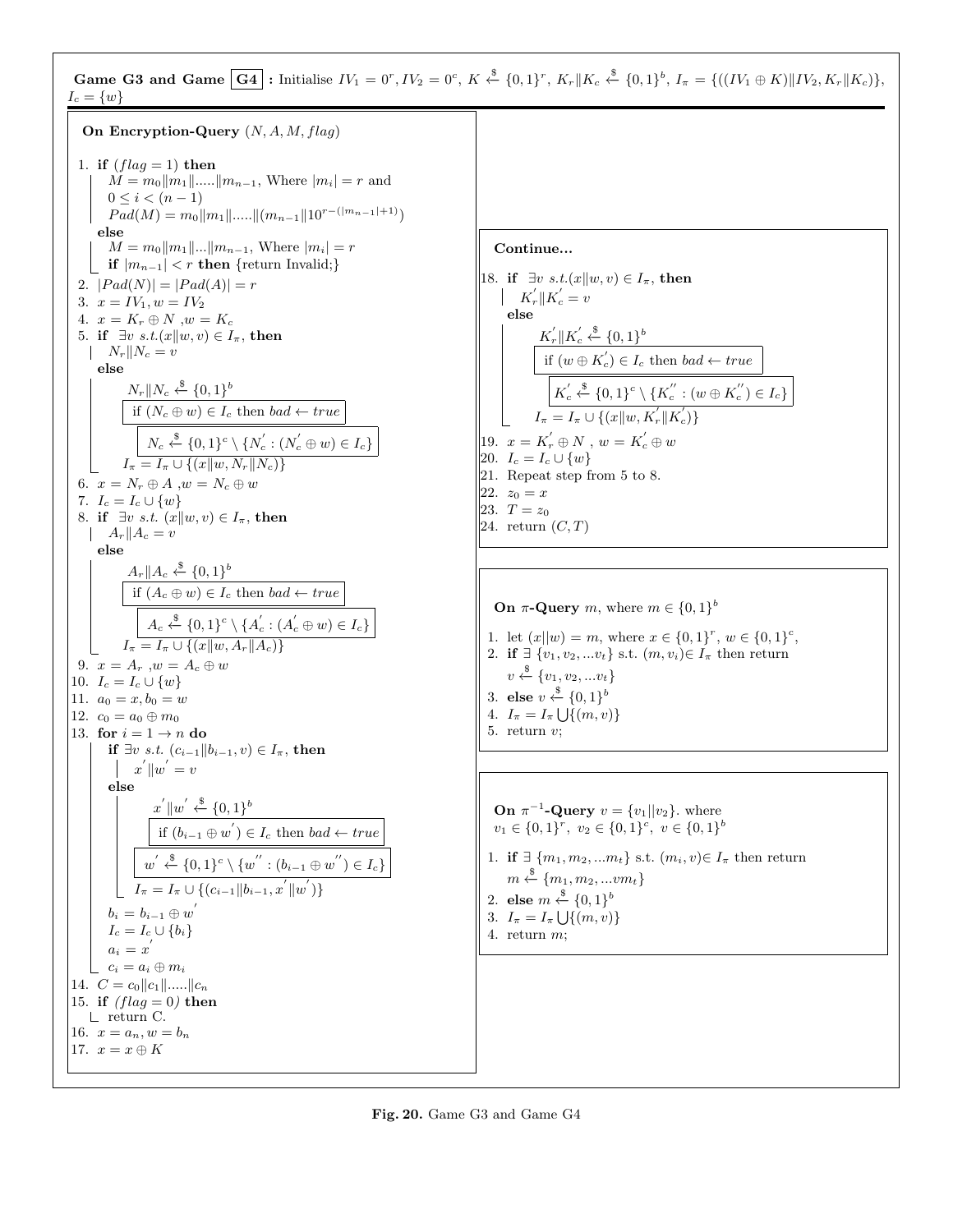**Game G3 and Game** $\boxed{\textbf{G4}}$ **:** Initialise $IV_1 = 0^r, IV_2 = 0^c$, $K \xleftarrow{\$} \{0,1\}^r$, $K_r\|K_c \xleftarrow{\$} \{0,1\}^b$, $I_\pi = \{((IV_1 \oplus K)\|IV_2, K_r\|K_c)\}$, $I_c = \{w\}$

**On Encryption-Query** $(N, A, M, flag)$

1. **if** $(flag = 1)$ **then**
   - $M = m_0\|m_1\|.....\|m_{n-1}$, Where $|m_i| = r$ and $0 \le i < (n-1)$
   - $Pad(M) = m_0\|m_1\|.....\|(m_{n-1}\|10^{r-(|m_{n-1}|+1)})$

   **else**
   - $M = m_0\|m_1\|...\|m_{n-1}$, Where $|m_i| = r$
   - **if** $|m_{n-1}| < r$ **then** {return Invalid;}
2. $|Pad(N)| = |Pad(A)| = r$
3. $x = IV_1, w = IV_2$
4. $x = K_r \oplus N$ ,$w = K_c$
5. **if** $\exists v$ $s.t.(x\|w, v) \in I_\pi$, **then**
   - $N_r\|N_c = v$

   **else**
   - $N_r\|N_c \xleftarrow{\$} \{0,1\}^b$
   - $\boxed{\text{if } (N_c \oplus w) \in I_c \text{ then } bad \leftarrow true}$
   - $\boxed{N_c \xleftarrow{\$} \{0,1\}^c \setminus \{N_c' : (N_c' \oplus w) \in I_c\}}$
   - $I_\pi = I_\pi \cup \{(x\|w, N_r\|N_c)\}$
6. $x = N_r \oplus A$ ,$w = N_c \oplus w$
7. $I_c = I_c \cup \{w\}$
8. **if** $\exists v$ $s.t.$ $(x\|w, v) \in I_\pi$, **then**
   - $A_r\|A_c = v$

   **else**
   - $A_r\|A_c \xleftarrow{\$} \{0,1\}^b$
   - $\boxed{\text{if } (A_c \oplus w) \in I_c \text{ then } bad \leftarrow true}$
   - $\boxed{A_c \xleftarrow{\$} \{0,1\}^c \setminus \{A_c' : (A_c' \oplus w) \in I_c\}}$
   - $I_\pi = I_\pi \cup \{(x\|w, A_r\|A_c)\}$
9. $x = A_r$ ,$w = A_c \oplus w$
10. $I_c = I_c \cup \{w\}$
11. $a_0 = x, b_0 = w$
12. $c_0 = a_0 \oplus m_0$
13. **for** $i = 1 \to n$ **do**
    - **if** $\exists v$ $s.t.$ $(c_{i-1}\|b_{i-1}, v) \in I_\pi$, **then**
      - $x'\|w' = v$

      **else**
      - $x'\|w' \xleftarrow{\$} \{0,1\}^b$
      - $\boxed{\text{if } (b_{i-1} \oplus w') \in I_c \text{ then } bad \leftarrow true}$
      - $\boxed{w' \xleftarrow{\$} \{0,1\}^c \setminus \{w'' : (b_{i-1} \oplus w'') \in I_c\}}$
      - $I_\pi = I_\pi \cup \{(c_{i-1}\|b_{i-1}, x'\|w')\}$
    - $b_i = b_{i-1} \oplus w'$
    - $I_c = I_c \cup \{b_i\}$
    - $a_i = x'$
    - $c_i = a_i \oplus m_i$
14. $C = c_0\|c_1\|.....\|c_n$
15. **if** *(flag = 0)* **then**
    - return C.
16. $x = a_n, w = b_n$
17. $x = x \oplus K$

**Continue...**

18. **if** $\exists v$ $s.t.(x\|w, v) \in I_\pi$, **then**
    - $K_r'\|K_c' = v$

    **else**
    - $K_r'\|K_c' \xleftarrow{\$} \{0,1\}^b$
    - $\boxed{\text{if } (w \oplus K_c') \in I_c \text{ then } bad \leftarrow true}$
    - $\boxed{K_c' \xleftarrow{\$} \{0,1\}^c \setminus \{K_c'' : (w \oplus K_c'') \in I_c\}}$
    - $I_\pi = I_\pi \cup \{(x\|w, K_r'\|K_c')\}$
19. $x = K_r' \oplus N$ , $w = K_c' \oplus w$
20. $I_c = I_c \cup \{w\}$
21. Repeat step from 5 to 8.
22. $z_0 = x$
23. $T = z_0$
24. return $(C, T)$

**On $\pi$-Query** $m$, where $m \in \{0,1\}^b$

1. let $(x||w) = m$, where $x \in \{0,1\}^r$, $w \in \{0,1\}^c$,
2. **if** $\exists$ $\{v_1, v_2, ...v_t\}$ s.t. $(m, v_i) \in I_\pi$ then return $v \xleftarrow{\$} \{v_1, v_2, ...v_t\}$
3. **else** $v \xleftarrow{\$} \{0,1\}^b$
4. $I_\pi = I_\pi \bigcup \{(m, v)\}$
5. return $v$;

**On $\pi^{-1}$-Query** $v = \{v_1||v_2\}$. where $v_1 \in \{0,1\}^r$, $v_2 \in \{0,1\}^c$, $v \in \{0,1\}^b$

1. **if** $\exists$ $\{m_1, m_2, ...m_t\}$ s.t. $(m_i, v) \in I_\pi$ then return $m \xleftarrow{\$} \{m_1, m_2, ...vm_t\}$
2. **else** $m \xleftarrow{\$} \{0,1\}^b$
3. $I_\pi = I_\pi \bigcup \{(m, v)\}$
4. return $m$;

**Fig. 20.** Game G3 and Game G4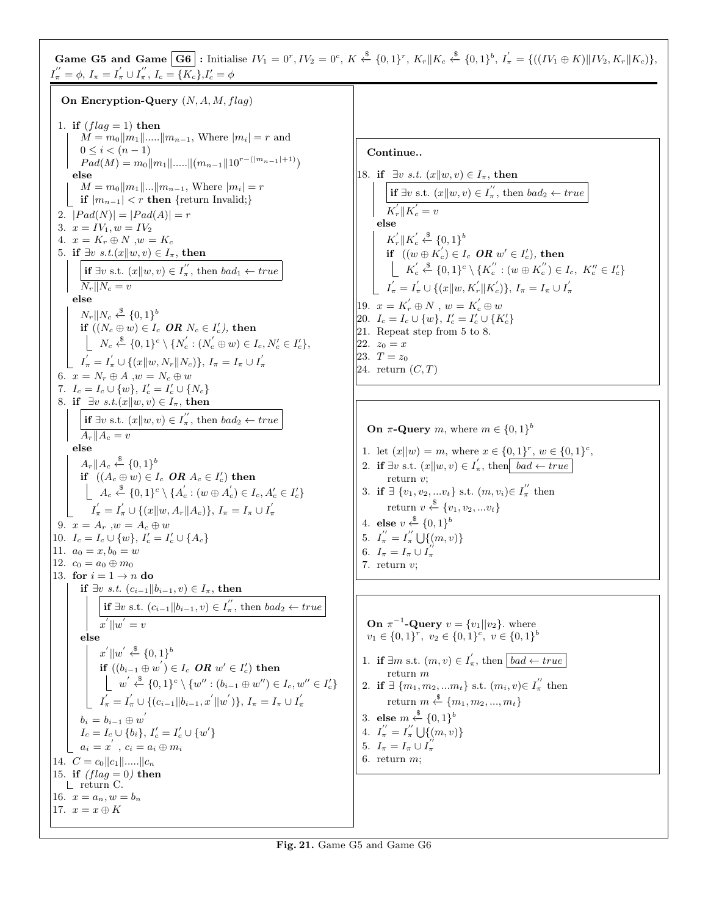**Game G5 and Game** **G6** **:** Initialise $IV_1 = 0^r, IV_2 = 0^c$, $K \xleftarrow{\$} \{0,1\}^r$, $K_r\|K_c \xleftarrow{\$} \{0,1\}^b$, $I'_\pi = \{((IV_1 \oplus K)\|IV_2, K_r\|K_c)\}$, $I''_\pi = \phi$, $I_\pi = I'_\pi \cup I''_\pi$, $I_c = \{K_c\}$, $I'_c = \phi$

**On Encryption-Query** $(N, A, M, flag)$

1. **if** $(flag = 1)$ **then**
   - $M = m_0\|m_1\|.....\|m_{n-1}$, Where $|m_i| = r$ and $0 \le i < (n-1)$
   - $Pad(M) = m_0\|m_1\|.....\|(m_{n-1}\|10^{r-(|m_{n-1}|+1)})$

   **else**
   - $M = m_0\|m_1\|...\|m_{n-1}$, Where $|m_i| = r$
   - **if** $|m_{n-1}| < r$ **then** {return Invalid;}
2. $|Pad(N)| = |Pad(A)| = r$
3. $x = IV_1, w = IV_2$
4. $x = K_r \oplus N$ ,$w = K_c$
5. **if** $\exists v$ *s.t.*$(x\|w, v) \in I_\pi$, **then**
   - **if** $\exists v$ s.t. $(x\|w, v) \in I''_\pi$, then $bad_1 \leftarrow true$
   - $N_r\|N_c = v$

   **else**
   - $N_r\|N_c \xleftarrow{\$} \{0,1\}^b$
   - **if** $((N_c \oplus w) \in I_c$ ***OR*** $N_c \in I'_c)$, **then**
     - $N_c \xleftarrow{\$} \{0,1\}^c \setminus \{N'_c : (N'_c \oplus w) \in I_c, N'_c \in I'_c\}$,
   - $I'_\pi = I'_\pi \cup \{(x\|w, N_r\|N_c)\}$, $I_\pi = I_\pi \cup I'_\pi$
6. $x = N_r \oplus A$ ,$w = N_c \oplus w$
7. $I_c = I_c \cup \{w\}$, $I'_c = I'_c \cup \{N_c\}$
8. **if** $\exists v$ *s.t.*$(x\|w, v) \in I_\pi$, **then**
   - **if** $\exists v$ s.t. $(x\|w, v) \in I''_\pi$, then $bad_2 \leftarrow true$
   - $A_r\|A_c = v$

   **else**
   - $A_r\|A_c \xleftarrow{\$} \{0,1\}^b$
   - **if** $((A_c \oplus w) \in I_c$ ***OR*** $A_c \in I'_c)$ **then**
     - $A_c \xleftarrow{\$} \{0,1\}^c \setminus \{A'_c : (w \oplus A'_c) \in I_c, A'_c \in I'_c\}$
   - $I'_\pi = I'_\pi \cup \{(x\|w, A_r\|A_c)\}$, $I_\pi = I_\pi \cup I'_\pi$
9. $x = A_r$ ,$w = A_c \oplus w$
10. $I_c = I_c \cup \{w\}$, $I'_c = I'_c \cup \{A_c\}$
11. $a_0 = x, b_0 = w$
12. $c_0 = a_0 \oplus m_0$
13. **for** $i = 1 \rightarrow n$ **do**
    - **if** $\exists v$ *s.t.* $(c_{i-1}\|b_{i-1}, v) \in I_\pi$, **then**
      - **if** $\exists v$ s.t. $(c_{i-1}\|b_{i-1}, v) \in I''_\pi$, then $bad_2 \leftarrow true$
      - $x'\|w' = v$

      **else**
      - $x'\|w' \xleftarrow{\$} \{0,1\}^b$
      - **if** $((b_{i-1} \oplus w') \in I_c$ ***OR*** $w' \in I'_c)$ **then**
        - $w' \xleftarrow{\$} \{0,1\}^c \setminus \{w'' : (b_{i-1} \oplus w'') \in I_c, w'' \in I'_c\}$
      - $I'_\pi = I'_\pi \cup \{(c_{i-1}\|b_{i-1}, x'\|w')\}$, $I_\pi = I_\pi \cup I'_\pi$
    - $b_i = b_{i-1} \oplus w'$
    - $I_c = I_c \cup \{b_i\}$, $I'_c = I'_c \cup \{w'\}$
    - $a_i = x'$ , $c_i = a_i \oplus m_i$
14. $C = c_0\|c_1\|.....\|c_n$
15. **if** *(flag = 0)* **then**
    - return C.
16. $x = a_n, w = b_n$
17. $x = x \oplus K$

**Continue..**

18. **if** $\exists v$ *s.t.* $(x\|w, v) \in I_\pi$, **then**
    - **if** $\exists v$ s.t. $(x\|w, v) \in I''_\pi$, then $bad_2 \leftarrow true$
    - $K'_r\|K'_c = v$

    **else**
    - $K'_r\|K'_c \xleftarrow{\$} \{0,1\}^b$
    - **if** $((w \oplus K'_c) \in I_c$ ***OR*** $w' \in I'_c)$, **then**
      - $K'_c \xleftarrow{\$} \{0,1\}^c \setminus \{K''_c : (w \oplus K''_c) \in I_c,\ K''_c \in I'_c\}$
    - $I'_\pi = I'_\pi \cup \{(x\|w, K'_r\|K'_c)\}$, $I_\pi = I_\pi \cup I'_\pi$
19. $x = K'_r \oplus N$ , $w = K'_c \oplus w$
20. $I_c = I_c \cup \{w\}$, $I'_c = I'_c \cup \{K'_c\}$
21. Repeat step from 5 to 8.
22. $z_0 = x$
23. $T = z_0$
24. return $(C, T)$

**On $\pi$-Query** $m$, where $m \in \{0,1\}^b$

1. let $(x\|w) = m$, where $x \in \{0,1\}^r$, $w \in \{0,1\}^c$,
2. **if** $\exists v$ s.t. $(x\|w, v) \in I'_\pi$, then $bad \leftarrow true$
   - return $v$;
3. **if** $\exists$ $\{v_1, v_2, ...v_t\}$ s.t. $(m, v_i) \in I''_\pi$ then
   - return $v \xleftarrow{\$} \{v_1, v_2, ...v_t\}$
4. **else** $v \xleftarrow{\$} \{0,1\}^b$
5. $I''_\pi = I''_\pi \bigcup \{(m, v)\}$
6. $I_\pi = I_\pi \cup I''_\pi$
7. return $v$;

**On $\pi^{-1}$-Query** $v = \{v_1\|v_2\}$. where $v_1 \in \{0,1\}^r$, $v_2 \in \{0,1\}^c$, $v \in \{0,1\}^b$

1. **if** $\exists m$ s.t. $(m, v) \in I'_\pi$, then $bad \leftarrow true$
   - return $m$
2. **if** $\exists$ $\{m_1, m_2, ...m_t\}$ s.t. $(m_i, v) \in I''_\pi$ then
   - return $m \xleftarrow{\$} \{m_1, m_2, ..., m_t\}$
3. **else** $m \xleftarrow{\$} \{0,1\}^b$
4. $I''_\pi = I''_\pi \bigcup \{(m, v)\}$
5. $I_\pi = I_\pi \cup I''_\pi$
6. return $m$;

**Fig. 21.** Game G5 and Game G6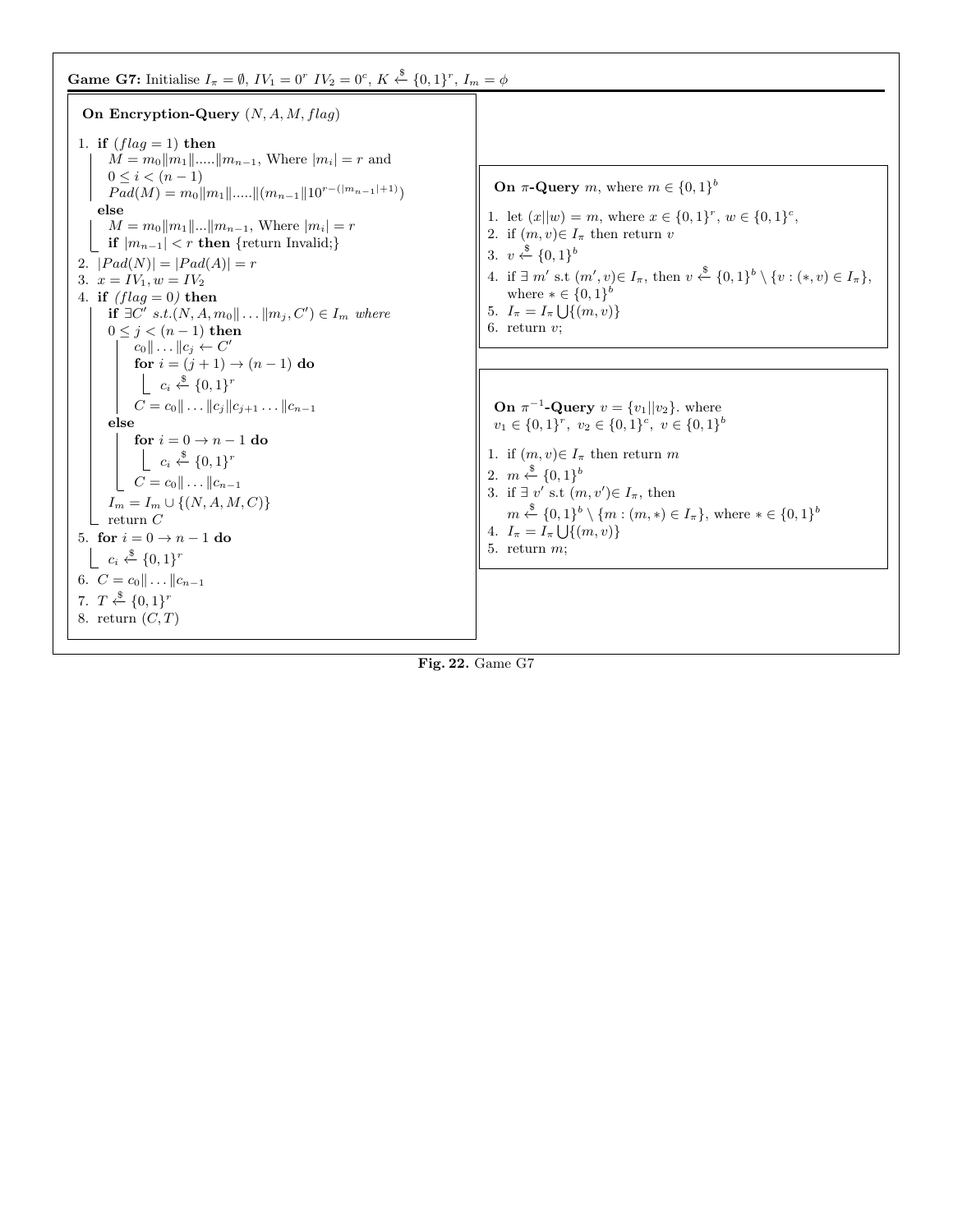**Game G7:** Initialise $I_\pi = \emptyset$, $IV_1 = 0^r$ $IV_2 = 0^c$, $K \xleftarrow{\$} \{0,1\}^r$, $I_m = \phi$

**On Encryption-Query** $(N, A, M, flag)$

1. **if** $(flag = 1)$ **then**
   - $M = m_0\|m_1\|.....\|m_{n-1}$, Where $|m_i| = r$ and $0 \le i < (n-1)$
   - $Pad(M) = m_0\|m_1\|.....\|(m_{n-1}\|10^{r-(|m_{n-1}|+1)})$

   **else**
   - $M = m_0\|m_1\|...\|m_{n-1}$, Where $|m_i| = r$
   - **if** $|m_{n-1}| < r$ **then** {return Invalid;}
2. $|Pad(N)| = |Pad(A)| = r$
3. $x = IV_1, w = IV_2$
4. **if** *(flag = 0)* **then**
   - **if** $\exists C'$ *s.t.*$(N, A, m_0\| \ldots \|m_j, C') \in I_m$ *where* $0 \le j < (n-1)$ **then**
     - $c_0\| \ldots \|c_j \leftarrow C'$
     - **for** $i = (j+1) \to (n-1)$ **do**
       - $c_i \xleftarrow{\$} \{0,1\}^r$
     - $C = c_0\| \ldots \|c_j\|c_{j+1} \ldots \|c_{n-1}$
   - **else**
     - **for** $i = 0 \to n-1$ **do**
       - $c_i \xleftarrow{\$} \{0,1\}^r$
     - $C = c_0\| \ldots \|c_{n-1}$
   - $I_m = I_m \cup \{(N, A, M, C)\}$
   - return $C$
5. **for** $i = 0 \to n-1$ **do**
   - $c_i \xleftarrow{\$} \{0,1\}^r$
6. $C = c_0\| \ldots \|c_{n-1}$
7. $T \xleftarrow{\$} \{0,1\}^r$
8. return $(C, T)$

**On $\pi$-Query** $m$, where $m \in \{0,1\}^b$

1. let $(x||w) = m$, where $x \in \{0,1\}^r$, $w \in \{0,1\}^c$,
2. if $(m, v) \in I_\pi$ then return $v$
3. $v \xleftarrow{\$} \{0,1\}^b$
4. if $\exists$ $m'$ s.t $(m', v) \in I_\pi$, then $v \xleftarrow{\$} \{0,1\}^b \setminus \{v : (*, v) \in I_\pi\}$, where $* \in \{0,1\}^b$
5. $I_\pi = I_\pi \bigcup \{(m, v)\}$
6. return $v$;

**On $\pi^{-1}$-Query** $v = \{v_1||v_2\}$. where $v_1 \in \{0,1\}^r$, $v_2 \in \{0,1\}^c$, $v \in \{0,1\}^b$

1. if $(m, v) \in I_\pi$ then return $m$
2. $m \xleftarrow{\$} \{0,1\}^b$
3. if $\exists$ $v'$ s.t $(m, v') \in I_\pi$, then $m \xleftarrow{\$} \{0,1\}^b \setminus \{m : (m, *) \in I_\pi\}$, where $* \in \{0,1\}^b$
4. $I_\pi = I_\pi \bigcup \{(m, v)\}$
5. return $m$;

**Fig. 22.** Game G7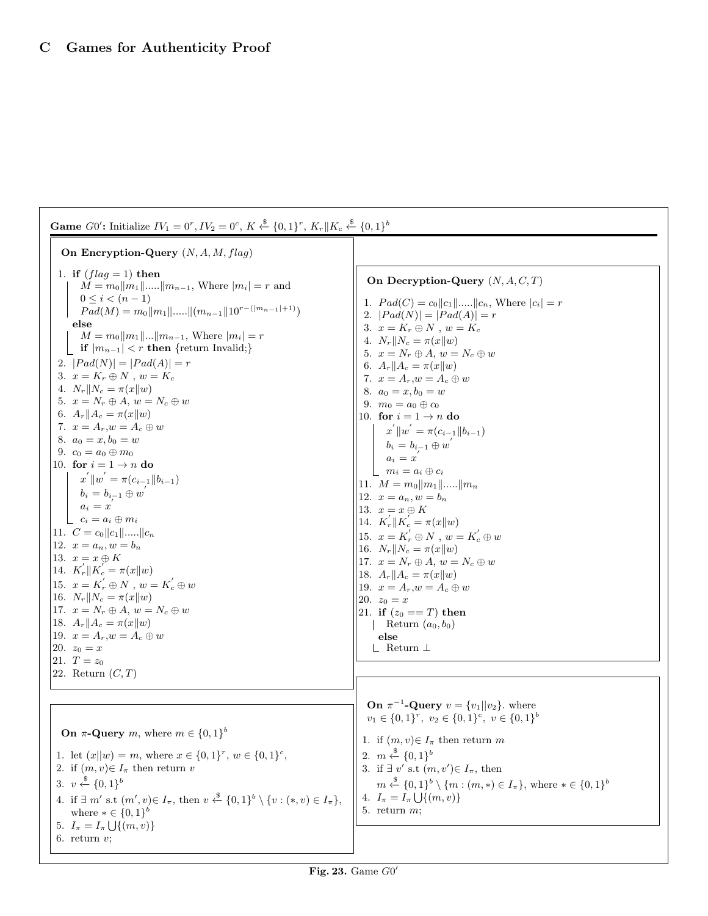## C Games for Authenticity Proof

**Game $G0'$:** Initialize $IV_1 = 0^r, IV_2 = 0^c$, $K \xleftarrow{\$} \{0,1\}^r$, $K_r \| K_c \xleftarrow{\$} \{0,1\}^b$

**On Encryption-Query** $(N, A, M, flag)$

1. **if** $(flag = 1)$ **then**
   - $M = m_0\|m_1\|.....\|m_{n-1}$, Where $|m_i| = r$ and $0 \le i < (n-1)$
   - $Pad(M) = m_0\|m_1\|.....\|(m_{n-1}\|10^{r-(|m_{n-1}|+1)})$

   **else**
   - $M = m_0\|m_1\|...\|m_{n-1}$, Where $|m_i| = r$
   - **if** $|m_{n-1}| < r$ **then** {return Invalid;}
2. $|Pad(N)| = |Pad(A)| = r$
3. $x = K_r \oplus N$ , $w = K_c$
4. $N_r\|N_c = \pi(x\|w)$
5. $x = N_r \oplus A$, $w = N_c \oplus w$
6. $A_r\|A_c = \pi(x\|w)$
7. $x = A_r, w = A_c \oplus w$
8. $a_0 = x, b_0 = w$
9. $c_0 = a_0 \oplus m_0$
10. **for** $i = 1 \to n$ **do**
    - $x'\|w' = \pi(c_{i-1}\|b_{i-1})$
    - $b_i = b_{i-1} \oplus w'$
    - $a_i = x'$
    - $c_i = a_i \oplus m_i$
11. $C = c_0\|c_1\|.....\|c_n$
12. $x = a_n, w = b_n$
13. $x = x \oplus K$
14. $K_r'\|K_c' = \pi(x\|w)$
15. $x = K_r' \oplus N$ , $w = K_c' \oplus w$
16. $N_r\|N_c = \pi(x\|w)$
17. $x = N_r \oplus A$, $w = N_c \oplus w$
18. $A_r\|A_c = \pi(x\|w)$
19. $x = A_r, w = A_c \oplus w$
20. $z_0 = x$
21. $T = z_0$
22. Return $(C, T)$

**On Decryption-Query** $(N, A, C, T)$

1. $Pad(C) = c_0\|c_1\|.....\|c_n$, Where $|c_i| = r$
2. $|Pad(N)| = |Pad(A)| = r$
3. $x = K_r \oplus N$ , $w = K_c$
4. $N_r\|N_c = \pi(x\|w)$
5. $x = N_r \oplus A$, $w = N_c \oplus w$
6. $A_r\|A_c = \pi(x\|w)$
7. $x = A_r, w = A_c \oplus w$
8. $a_0 = x, b_0 = w$
9. $m_0 = a_0 \oplus c_0$
10. **for** $i = 1 \to n$ **do**
    - $x'\|w' = \pi(c_{i-1}\|b_{i-1})$
    - $b_i = b_{i-1} \oplus w'$
    - $a_i = x'$
    - $m_i = a_i \oplus c_i$
11. $M = m_0\|m_1\|.....\|m_n$
12. $x = a_n, w = b_n$
13. $x = x \oplus K$
14. $K_r'\|K_c' = \pi(x\|w)$
15. $x = K_r' \oplus N$ , $w = K_c' \oplus w$
16. $N_r\|N_c = \pi(x\|w)$
17. $x = N_r \oplus A$, $w = N_c \oplus w$
18. $A_r\|A_c = \pi(x\|w)$
19. $x = A_r, w = A_c \oplus w$
20. $z_0 = x$
21. **if** $(z_0 == T)$ **then**
    - Return $(a_0, b_0)$

    **else**
    - Return $\perp$

**On $\pi$-Query** $m$, where $m \in \{0,1\}^b$

1. let $(x\|w) = m$, where $x \in \{0,1\}^r$, $w \in \{0,1\}^c$,
2. if $(m, v) \in I_\pi$ then return $v$
3. $v \xleftarrow{\$} \{0,1\}^b$
4. if $\exists\, m'$ s.t $(m', v) \in I_\pi$, then $v \xleftarrow{\$} \{0,1\}^b \setminus \{v : (*, v) \in I_\pi\}$, where $* \in \{0,1\}^b$
5. $I_\pi = I_\pi \bigcup \{(m, v)\}$
6. return $v$;

**On $\pi^{-1}$-Query** $v = \{v_1\|v_2\}$. where $v_1 \in \{0,1\}^r,\ v_2 \in \{0,1\}^c,\ v \in \{0,1\}^b$

1. if $(m, v) \in I_\pi$ then return $m$
2. $m \xleftarrow{\$} \{0,1\}^b$
3. if $\exists\, v'$ s.t $(m, v') \in I_\pi$, then $m \xleftarrow{\$} \{0,1\}^b \setminus \{m : (m, *) \in I_\pi\}$, where $* \in \{0,1\}^b$
4. $I_\pi = I_\pi \bigcup \{(m, v)\}$
5. return $m$;

**Fig. 23.** Game $G0'$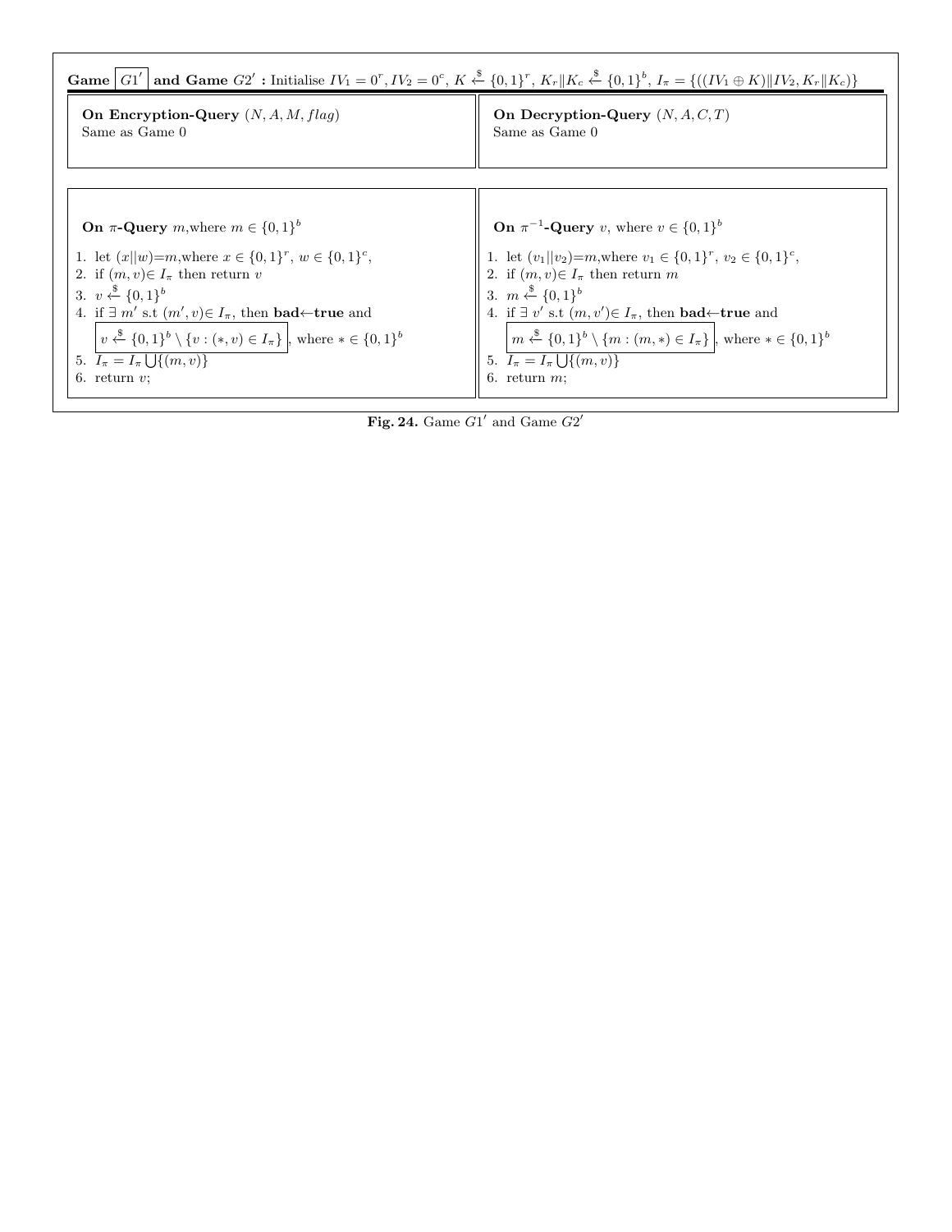**Game $\boxed{G1'}$ and Game $G2'$ :** Initialise $IV_1 = 0^r, IV_2 = 0^c$, $K \xleftarrow{\$} \{0,1\}^r$, $K_r \| K_c \xleftarrow{\$} \{0,1\}^b$, $I_\pi = \{((IV_1 \oplus K)\|IV_2, K_r\|K_c)\}$

**On Encryption-Query** $(N, A, M, flag)$
Same as Game 0

**On Decryption-Query** $(N, A, C, T)$
Same as Game 0

**On $\pi$-Query** $m$,where $m \in \{0,1\}^b$

1. let $(x||w)$=$m$,where $x \in \{0,1\}^r$, $w \in \{0,1\}^c$,
2. if $(m, v) \in I_\pi$ then return $v$
3. $v \xleftarrow{\$} \{0,1\}^b$
4. if $\exists$ $m'$ s.t $(m', v) \in I_\pi$, then **bad**$\leftarrow$**true** and $\boxed{v \xleftarrow{\$} \{0,1\}^b \setminus \{v : (*, v) \in I_\pi\}}$, where $* \in \{0,1\}^b$
5. $I_\pi = I_\pi \bigcup \{(m, v)\}$
6. return $v$;

**On $\pi^{-1}$-Query** $v$, where $v \in \{0,1\}^b$

1. let $(v_1||v_2)$=$m$,where $v_1 \in \{0,1\}^r$, $v_2 \in \{0,1\}^c$,
2. if $(m, v) \in I_\pi$ then return $m$
3. $m \xleftarrow{\$} \{0,1\}^b$
4. if $\exists$ $v'$ s.t $(m, v') \in I_\pi$, then **bad**$\leftarrow$**true** and $\boxed{m \xleftarrow{\$} \{0,1\}^b \setminus \{m : (m, *) \in I_\pi\}}$, where $* \in \{0,1\}^b$
5. $I_\pi = I_\pi \bigcup \{(m, v)\}$
6. return $m$;

**Fig. 24.** Game $G1'$ and Game $G2'$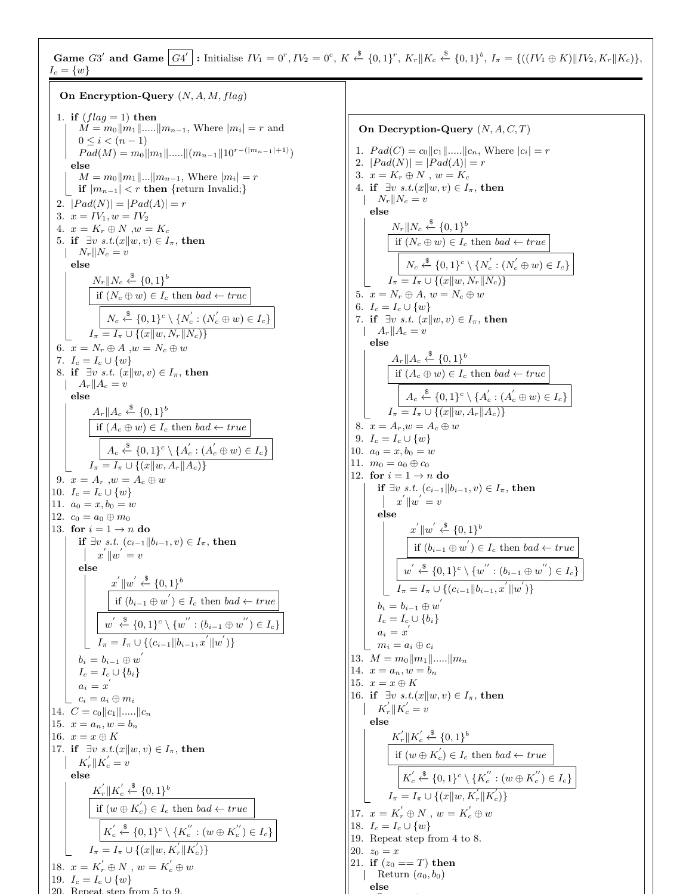**Game $G3'$ and Game $\boxed{G4'}$ :** Initialise $IV_1 = 0^r, IV_2 = 0^c$, $K \xleftarrow{\$} \{0,1\}^r$, $K_r \| K_c \xleftarrow{\$} \{0,1\}^b$, $I_\pi = \{((IV_1 \oplus K)\|IV_2, K_r\|K_c)\}$, $I_c = \{w\}$

**On Encryption-Query** $(N, A, M, flag)$

1. **if** $(flag = 1)$ **then**
   - $M = m_0\|m_1\|.....\|m_{n-1}$, Where $|m_i| = r$ and $0 \le i < (n-1)$
   - $Pad(M) = m_0\|m_1\|.....\|(m_{n-1}\|10^{r-(|m_{n-1}|+1)})$
   
   **else**
   - $M = m_0\|m_1\|...\|m_{n-1}$, Where $|m_i| = r$
   - **if** $|m_{n-1}| < r$ **then** {return Invalid;}
2. $|Pad(N)| = |Pad(A)| = r$
3. $x = IV_1, w = IV_2$
4. $x = K_r \oplus N$ ,$w = K_c$
5. **if** $\exists v$ $s.t.(x\|w, v) \in I_\pi$, **then**
   - $N_r\|N_c = v$
   
   **else**
   - $N_r\|N_c \xleftarrow{\$} \{0,1\}^b$
   - $\boxed{\text{if } (N_c \oplus w) \in I_c \text{ then } bad \leftarrow true}$
   - $\boxed{N_c \xleftarrow{\$} \{0,1\}^c \setminus \{N_c' : (N_c' \oplus w) \in I_c\}}$
   - $I_\pi = I_\pi \cup \{(x\|w, N_r\|N_c)\}$
6. $x = N_r \oplus A$ ,$w = N_c \oplus w$
7. $I_c = I_c \cup \{w\}$
8. **if** $\exists v$ $s.t.$ $(x\|w, v) \in I_\pi$, **then**
   - $A_r\|A_c = v$
   
   **else**
   - $A_r\|A_c \xleftarrow{\$} \{0,1\}^b$
   - $\boxed{\text{if } (A_c \oplus w) \in I_c \text{ then } bad \leftarrow true}$
   - $\boxed{A_c \xleftarrow{\$} \{0,1\}^c \setminus \{A_c' : (A_c' \oplus w) \in I_c\}}$
   - $I_\pi = I_\pi \cup \{(x\|w, A_r\|A_c)\}$
9. $x = A_r$ ,$w = A_c \oplus w$
10. $I_c = I_c \cup \{w\}$
11. $a_0 = x, b_0 = w$
12. $c_0 = a_0 \oplus m_0$
13. **for** $i = 1 \to n$ **do**
    - **if** $\exists v$ $s.t.$ $(c_{i-1}\|b_{i-1}, v) \in I_\pi$, **then**
      - $x'\|w' = v$
    
    **else**
      - $x'\|w' \xleftarrow{\$} \{0,1\}^b$
      - $\boxed{\text{if } (b_{i-1} \oplus w') \in I_c \text{ then } bad \leftarrow true}$
      - $\boxed{w' \xleftarrow{\$} \{0,1\}^c \setminus \{w'' : (b_{i-1} \oplus w'') \in I_c\}}$
      - $I_\pi = I_\pi \cup \{(c_{i-1}\|b_{i-1}, x'\|w')\}$
    - $b_i = b_{i-1} \oplus w'$
    - $I_c = I_c \cup \{b_i\}$
    - $a_i = x'$
    - $c_i = a_i \oplus m_i$
14. $C = c_0\|c_1\|.....\|c_n$
15. $x = a_n, w = b_n$
16. $x = x \oplus K$
17. **if** $\exists v$ $s.t.(x\|w, v) \in I_\pi$, **then**
    - $K_r'\|K_c' = v$
    
    **else**
    - $K_r'\|K_c' \xleftarrow{\$} \{0,1\}^b$
    - $\boxed{\text{if } (w \oplus K_c') \in I_c \text{ then } bad \leftarrow true}$
    - $\boxed{K_c' \xleftarrow{\$} \{0,1\}^c \setminus \{K_c'' : (w \oplus K_c'') \in I_c\}}$
    - $I_\pi = I_\pi \cup \{(x\|w, K_r'\|K_c')\}$
18. $x = K_r' \oplus N$ , $w = K_c' \oplus w$
19. $I_c = I_c \cup \{w\}$
20. Repeat step from 5 to 9.

**On Decryption-Query** $(N, A, C, T)$

1. $Pad(C) = c_0\|c_1\|.....\|c_n$, Where $|c_i| = r$
2. $|Pad(N)| = |Pad(A)| = r$
3. $x = K_r \oplus N$ , $w = K_c$
4. **if** $\exists v$ $s.t.(x\|w, v) \in I_\pi$, **then**
   - $N_r\|N_c = v$
   
   **else**
   - $N_r\|N_c \xleftarrow{\$} \{0,1\}^b$
   - $\boxed{\text{if } (N_c \oplus w) \in I_c \text{ then } bad \leftarrow true}$
   - $\boxed{N_c \xleftarrow{\$} \{0,1\}^c \setminus \{N_c' : (N_c' \oplus w) \in I_c\}}$
   - $I_\pi = I_\pi \cup \{(x\|w, N_r\|N_c)\}$
5. $x = N_r \oplus A$, $w = N_c \oplus w$
6. $I_c = I_c \cup \{w\}$
7. **if** $\exists v$ $s.t.$ $(x\|w, v) \in I_\pi$, **then**
   - $A_r\|A_c = v$
   
   **else**
   - $A_r\|A_c \xleftarrow{\$} \{0,1\}^b$
   - $\boxed{\text{if } (A_c \oplus w) \in I_c \text{ then } bad \leftarrow true}$
   - $\boxed{A_c \xleftarrow{\$} \{0,1\}^c \setminus \{A_c' : (A_c' \oplus w) \in I_c\}}$
   - $I_\pi = I_\pi \cup \{(x\|w, A_r\|A_c)\}$
8. $x = A_r$,$w = A_c \oplus w$
9. $I_c = I_c \cup \{w\}$
10. $a_0 = x, b_0 = w$
11. $m_0 = a_0 \oplus c_0$
12. **for** $i = 1 \to n$ **do**
    - **if** $\exists v$ $s.t.$ $(c_{i-1}\|b_{i-1}, v) \in I_\pi$, **then**
      - $x'\|w' = v$
    
    **else**
      - $x'\|w' \xleftarrow{\$} \{0,1\}^b$
      - $\boxed{\text{if } (b_{i-1} \oplus w') \in I_c \text{ then } bad \leftarrow true}$
      - $\boxed{w' \xleftarrow{\$} \{0,1\}^c \setminus \{w'' : (b_{i-1} \oplus w'') \in I_c\}}$
      - $I_\pi = I_\pi \cup \{(c_{i-1}\|b_{i-1}, x'\|w')\}$
    - $b_i = b_{i-1} \oplus w'$
    - $I_c = I_c \cup \{b_i\}$
    - $a_i = x'$
    - $m_i = a_i \oplus c_i$
13. $M = m_0\|m_1\|.....\|m_n$
14. $x = a_n, w = b_n$
15. $x = x \oplus K$
16. **if** $\exists v$ $s.t.(x\|w, v) \in I_\pi$, **then**
    - $K_r'\|K_c' = v$
    
    **else**
    - $K_r'\|K_c' \xleftarrow{\$} \{0,1\}^b$
    - $\boxed{\text{if } (w \oplus K_c') \in I_c \text{ then } bad \leftarrow true}$
    - $\boxed{K_c' \xleftarrow{\$} \{0,1\}^c \setminus \{K_c'' : (w \oplus K_c'') \in I_c\}}$
    - $I_\pi = I_\pi \cup \{(x\|w, K_r'\|K_c')\}$
17. $x = K_r' \oplus N$ , $w = K_c' \oplus w$
18. $I_c = I_c \cup \{w\}$
19. Repeat step from 4 to 8.
20. $z_0 = x$
21. **if** $(z_0 == T)$ **then**
    - Return $(a_0, b_0)$
    
    **else**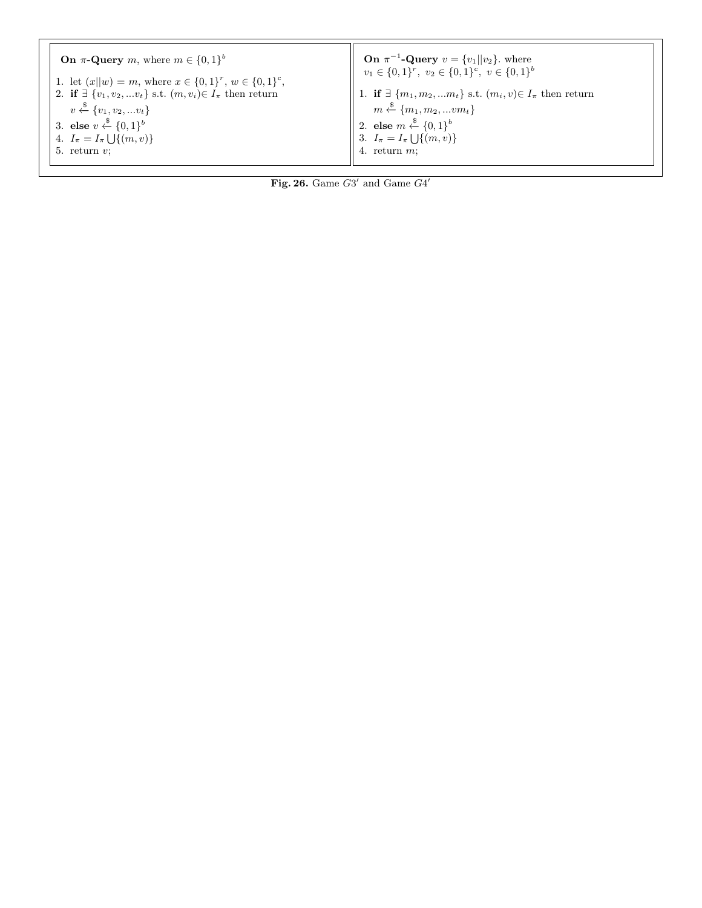**On $\pi$-Query** $m$, where $m \in \{0,1\}^b$

1. let $(x||w) = m$, where $x \in \{0,1\}^r$, $w \in \{0,1\}^c$,
2. **if** $\exists$ $\{v_1, v_2, ...v_t\}$ s.t. $(m, v_i) \in I_\pi$ then return $v \xleftarrow{\$} \{v_1, v_2, ...v_t\}$
3. **else** $v \xleftarrow{\$} \{0,1\}^b$
4. $I_\pi = I_\pi \bigcup \{(m, v)\}$
5. return $v$;

**On $\pi^{-1}$-Query** $v = \{v_1||v_2\}$. where $v_1 \in \{0,1\}^r$, $v_2 \in \{0,1\}^c$, $v \in \{0,1\}^b$

1. **if** $\exists$ $\{m_1, m_2, ...m_t\}$ s.t. $(m_i, v) \in I_\pi$ then return $m \xleftarrow{\$} \{m_1, m_2, ...vm_t\}$
2. **else** $m \xleftarrow{\$} \{0,1\}^b$
3. $I_\pi = I_\pi \bigcup \{(m, v)\}$
4. return $m$;

**Fig. 26.** Game $G3'$ and Game $G4'$